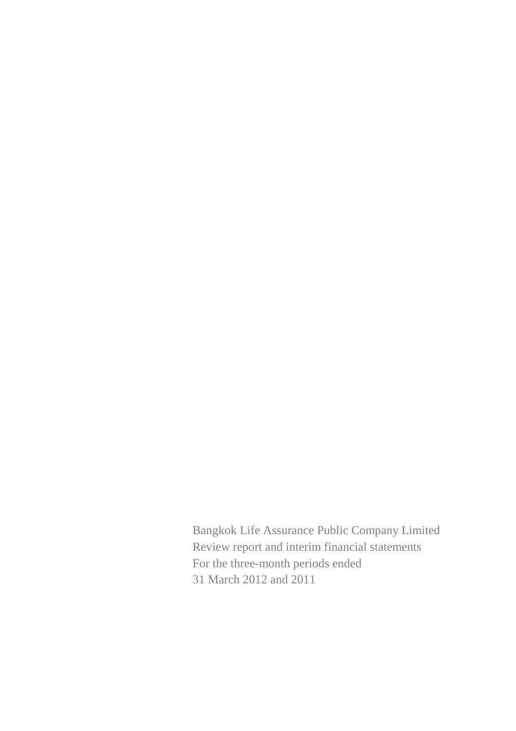Bangkok Life Assurance Public Company Limited

Review report and interim financial statements

For the three-month periods ended

31 March 2012 and 2011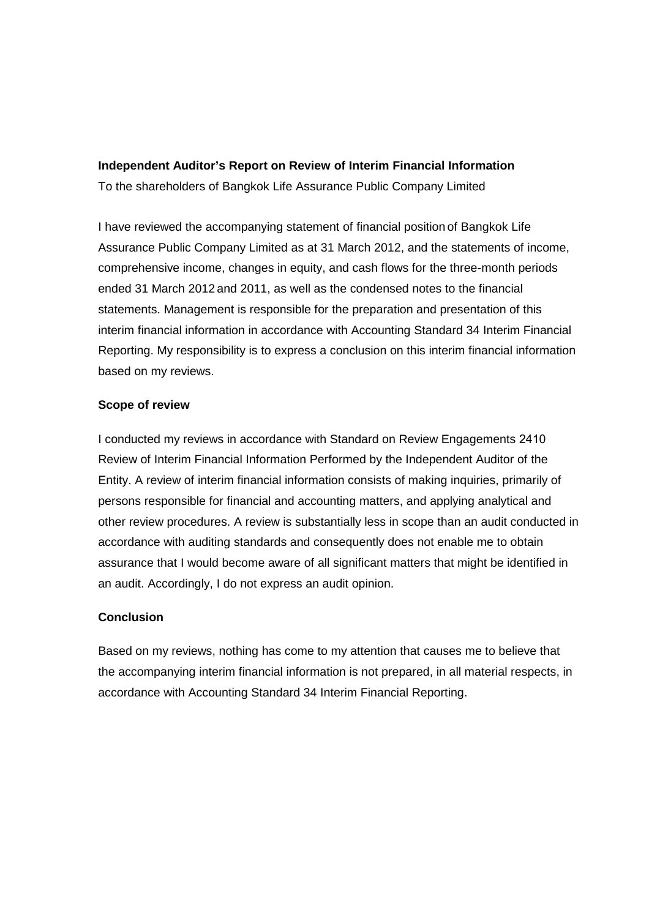**Independent Auditor's Report on Review of Interim Financial Information**

To the shareholders of Bangkok Life Assurance Public Company Limited

I have reviewed the accompanying statement of financial position of Bangkok Life Assurance Public Company Limited as at 31 March 2012, and the statements of income, comprehensive income, changes in equity, and cash flows for the three-month periods ended 31 March 2012 and 2011, as well as the condensed notes to the financial statements. Management is responsible for the preparation and presentation of this interim financial information in accordance with Accounting Standard 34 Interim Financial Reporting. My responsibility is to express a conclusion on this interim financial information based on my reviews.

**Scope of review**

I conducted my reviews in accordance with Standard on Review Engagements 2410 Review of Interim Financial Information Performed by the Independent Auditor of the Entity. A review of interim financial information consists of making inquiries, primarily of persons responsible for financial and accounting matters, and applying analytical and other review procedures. A review is substantially less in scope than an audit conducted in accordance with auditing standards and consequently does not enable me to obtain assurance that I would become aware of all significant matters that might be identified in an audit. Accordingly, I do not express an audit opinion.

**Conclusion**

Based on my reviews, nothing has come to my attention that causes me to believe that the accompanying interim financial information is not prepared, in all material respects, in accordance with Accounting Standard 34 Interim Financial Reporting.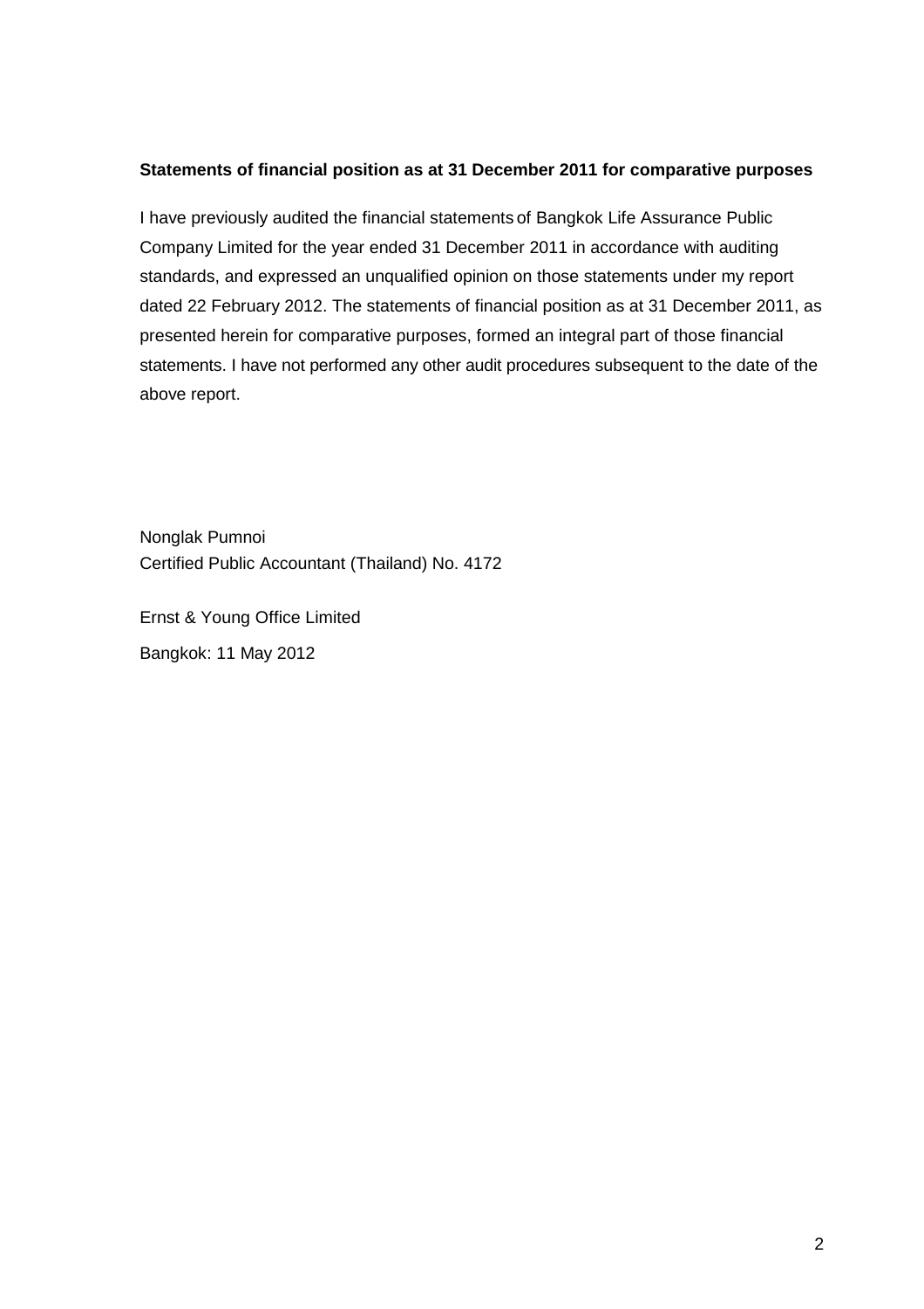**Statements of financial position as at 31 December 2011 for comparative purposes**

I have previously audited the financial statements of Bangkok Life Assurance Public Company Limited for the year ended 31 December 2011 in accordance with auditing standards, and expressed an unqualified opinion on those statements under my report dated 22 February 2012. The statements of financial position as at 31 December 2011, as presented herein for comparative purposes, formed an integral part of those financial statements. I have not performed any other audit procedures subsequent to the date of the above report.

Nonglak Pumnoi
Certified Public Accountant (Thailand) No. 4172

Ernst & Young Office Limited

Bangkok: 11 May 2012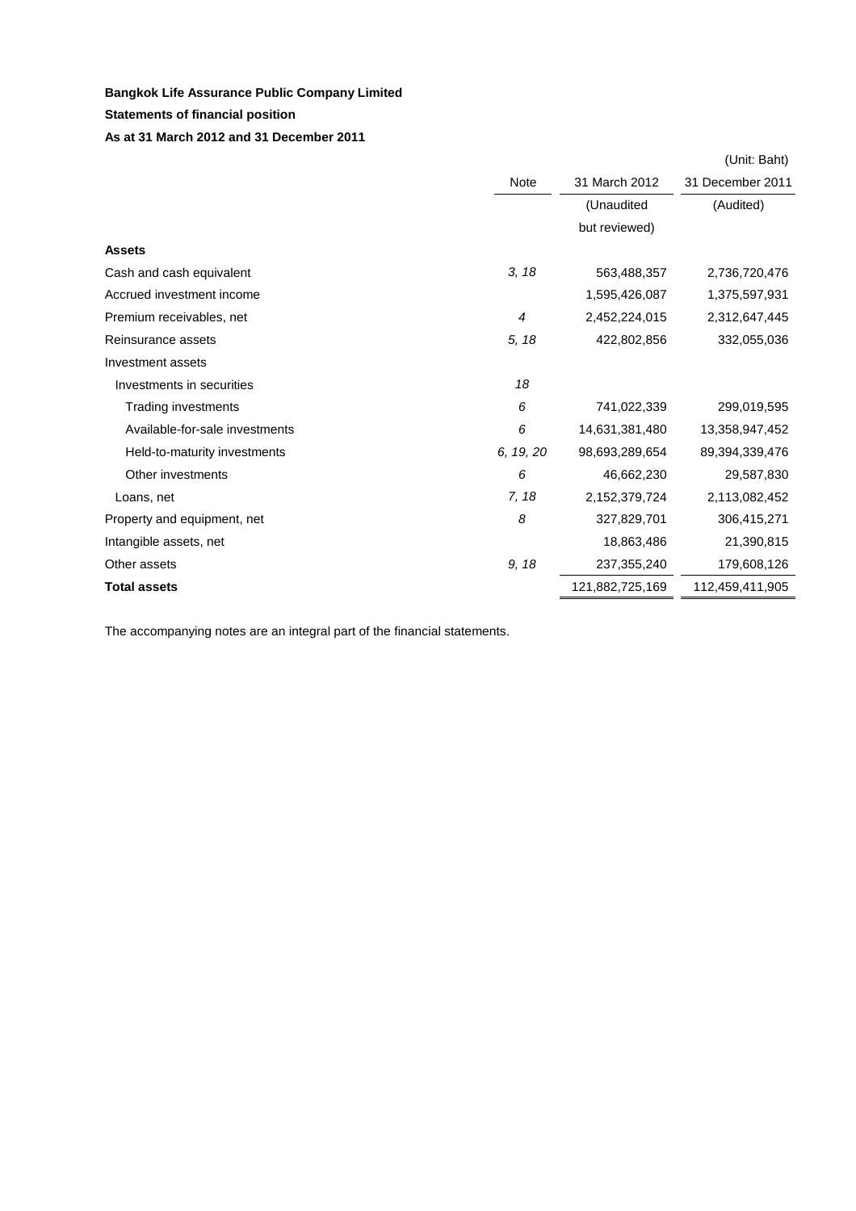**Bangkok Life Assurance Public Company Limited**

**Statements of financial position**

**As at 31 March 2012 and 31 December 2011**

(Unit: Baht)

| | Note | 31 March 2012 | 31 December 2011 |
|---|---|---|---|
| | | (Unaudited but reviewed) | (Audited) |
| **Assets** | | | |
| Cash and cash equivalent | *3, 18* | 563,488,357 | 2,736,720,476 |
| Accrued investment income | | 1,595,426,087 | 1,375,597,931 |
| Premium receivables, net | *4* | 2,452,224,015 | 2,312,647,445 |
| Reinsurance assets | *5, 18* | 422,802,856 | 332,055,036 |
| Investment assets | | | |
| Investments in securities | *18* | | |
| Trading investments | *6* | 741,022,339 | 299,019,595 |
| Available-for-sale investments | *6* | 14,631,381,480 | 13,358,947,452 |
| Held-to-maturity investments | *6, 19, 20* | 98,693,289,654 | 89,394,339,476 |
| Other investments | *6* | 46,662,230 | 29,587,830 |
| Loans, net | *7, 18* | 2,152,379,724 | 2,113,082,452 |
| Property and equipment, net | *8* | 327,829,701 | 306,415,271 |
| Intangible assets, net | | 18,863,486 | 21,390,815 |
| Other assets | *9, 18* | 237,355,240 | 179,608,126 |
| **Total assets** | | 121,882,725,169 | 112,459,411,905 |

The accompanying notes are an integral part of the financial statements.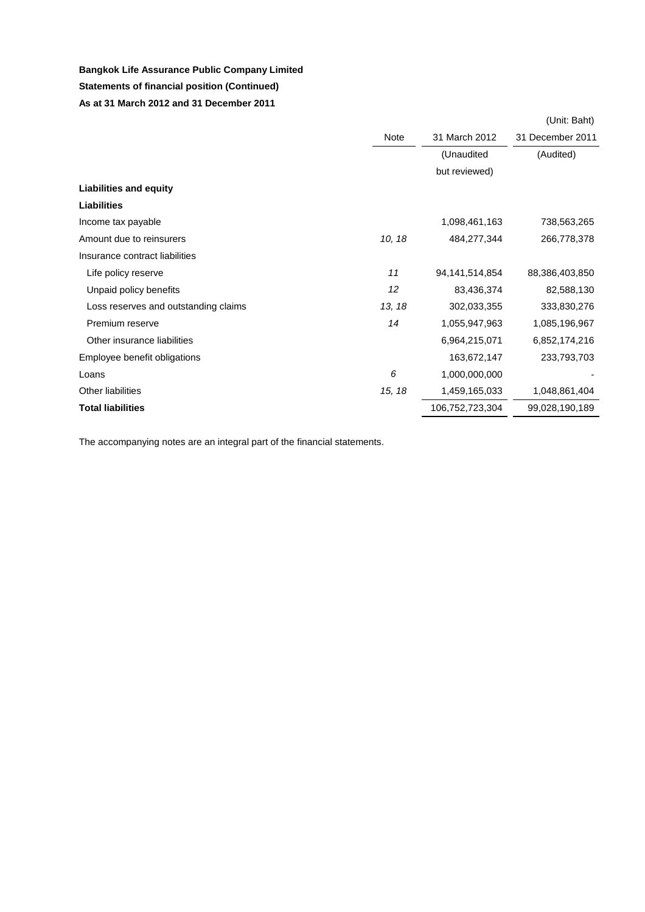**Bangkok Life Assurance Public Company Limited**

**Statements of financial position (Continued)**

**As at 31 March 2012 and 31 December 2011**

(Unit: Baht)

| | Note | 31 March 2012 | 31 December 2011 |
|---|---|---|---|
| | | (Unaudited but reviewed) | (Audited) |
| **Liabilities and equity** | | | |
| **Liabilities** | | | |
| Income tax payable | | 1,098,461,163 | 738,563,265 |
| Amount due to reinsurers | *10, 18* | 484,277,344 | 266,778,378 |
| Insurance contract liabilities | | | |
| Life policy reserve | *11* | 94,141,514,854 | 88,386,403,850 |
| Unpaid policy benefits | *12* | 83,436,374 | 82,588,130 |
| Loss reserves and outstanding claims | *13, 18* | 302,033,355 | 333,830,276 |
| Premium reserve | *14* | 1,055,947,963 | 1,085,196,967 |
| Other insurance liabilities | | 6,964,215,071 | 6,852,174,216 |
| Employee benefit obligations | | 163,672,147 | 233,793,703 |
| Loans | *6* | 1,000,000,000 | - |
| Other liabilities | *15, 18* | 1,459,165,033 | 1,048,861,404 |
| **Total liabilities** | | 106,752,723,304 | 99,028,190,189 |

The accompanying notes are an integral part of the financial statements.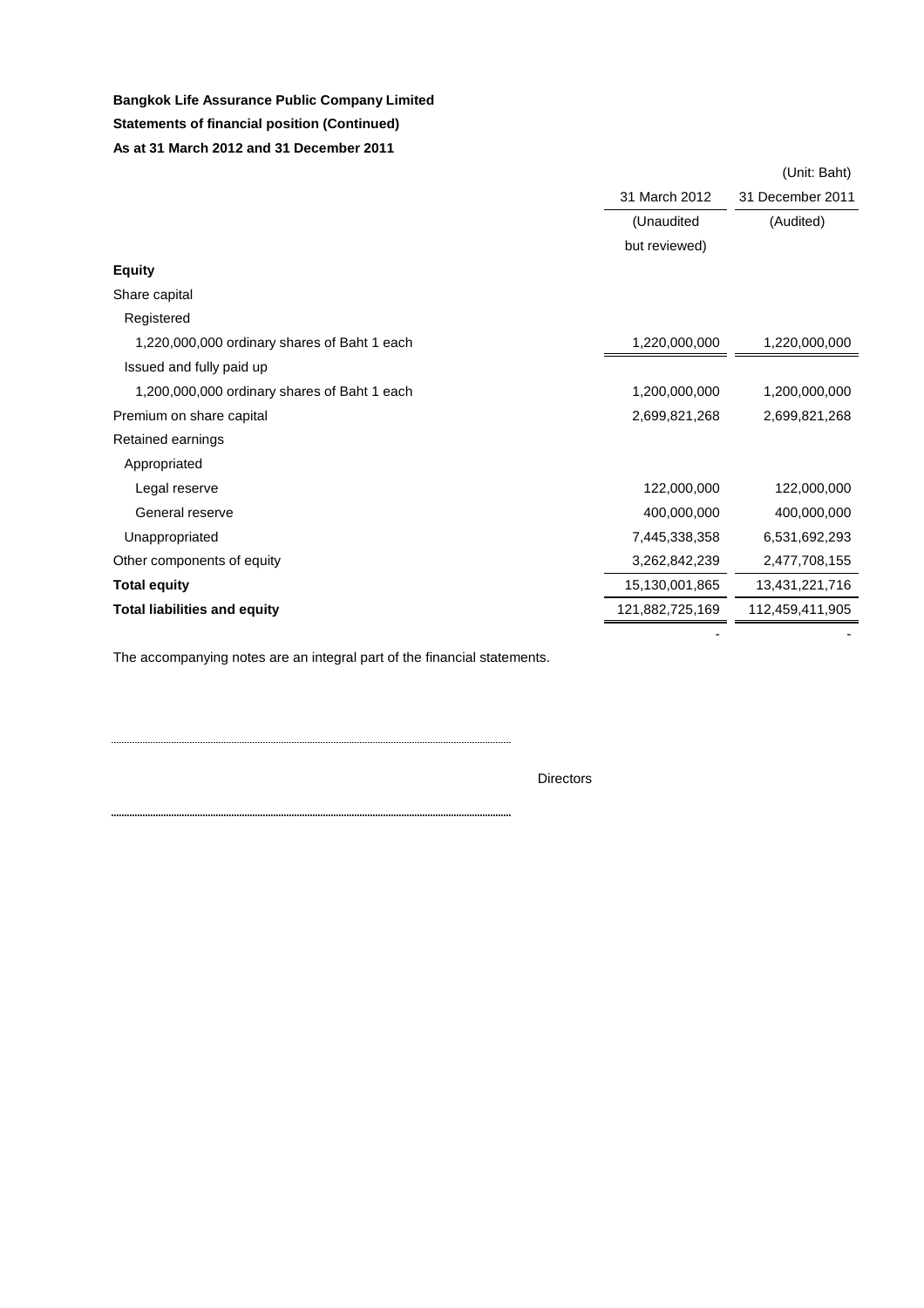**Bangkok Life Assurance Public Company Limited**

**Statements of financial position (Continued)**

**As at 31 March 2012 and 31 December 2011**

| | | (Unit: Baht) |
|---|---|---|
| | 31 March 2012 | 31 December 2011 |
| | (Unaudited but reviewed) | (Audited) |
| **Equity** | | |
| Share capital | | |
| Registered | | |
| 1,220,000,000 ordinary shares of Baht 1 each | 1,220,000,000 | 1,220,000,000 |
| Issued and fully paid up | | |
| 1,200,000,000 ordinary shares of Baht 1 each | 1,200,000,000 | 1,200,000,000 |
| Premium on share capital | 2,699,821,268 | 2,699,821,268 |
| Retained earnings | | |
| Appropriated | | |
| Legal reserve | 122,000,000 | 122,000,000 |
| General reserve | 400,000,000 | 400,000,000 |
| Unappropriated | 7,445,338,358 | 6,531,692,293 |
| Other components of equity | 3,262,842,239 | 2,477,708,155 |
| **Total equity** | 15,130,001,865 | 13,431,221,716 |
| **Total liabilities and equity** | 121,882,725,169 | 112,459,411,905 |
| | - | - |

The accompanying notes are an integral part of the financial statements.

Directors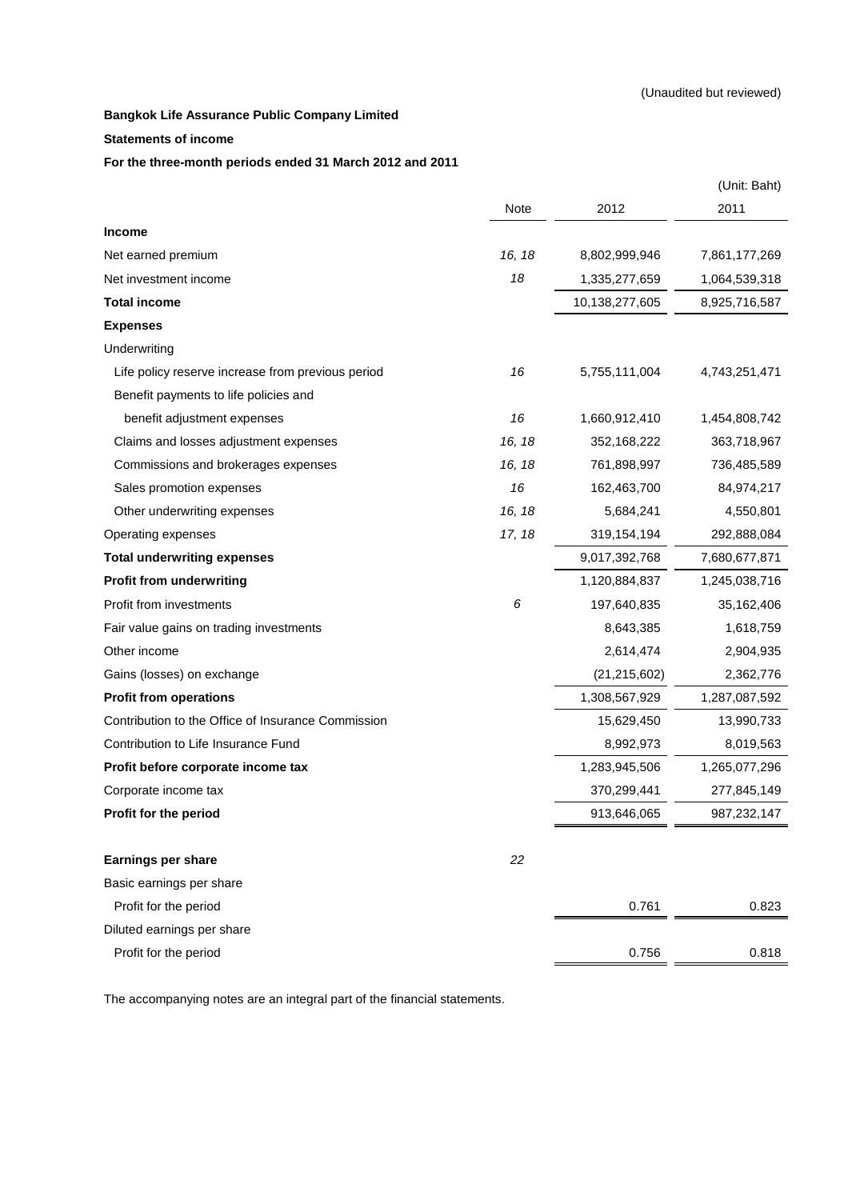(Unaudited but reviewed)

**Bangkok Life Assurance Public Company Limited**

**Statements of income**

**For the three-month periods ended 31 March 2012 and 2011**

(Unit: Baht)

| | Note | 2012 | 2011 |
|---|---|---|---|
| **Income** | | | |
| Net earned premium | *16, 18* | 8,802,999,946 | 7,861,177,269 |
| Net investment income | *18* | 1,335,277,659 | 1,064,539,318 |
| **Total income** | | 10,138,277,605 | 8,925,716,587 |
| **Expenses** | | | |
| Underwriting | | | |
| Life policy reserve increase from previous period | *16* | 5,755,111,004 | 4,743,251,471 |
| Benefit payments to life policies and benefit adjustment expenses | *16* | 1,660,912,410 | 1,454,808,742 |
| Claims and losses adjustment expenses | *16, 18* | 352,168,222 | 363,718,967 |
| Commissions and brokerages expenses | *16, 18* | 761,898,997 | 736,485,589 |
| Sales promotion expenses | *16* | 162,463,700 | 84,974,217 |
| Other underwriting expenses | *16, 18* | 5,684,241 | 4,550,801 |
| Operating expenses | *17, 18* | 319,154,194 | 292,888,084 |
| **Total underwriting expenses** | | 9,017,392,768 | 7,680,677,871 |
| **Profit from underwriting** | | 1,120,884,837 | 1,245,038,716 |
| Profit from investments | *6* | 197,640,835 | 35,162,406 |
| Fair value gains on trading investments | | 8,643,385 | 1,618,759 |
| Other income | | 2,614,474 | 2,904,935 |
| Gains (losses) on exchange | | (21,215,602) | 2,362,776 |
| **Profit from operations** | | 1,308,567,929 | 1,287,087,592 |
| Contribution to the Office of Insurance Commission | | 15,629,450 | 13,990,733 |
| Contribution to Life Insurance Fund | | 8,992,973 | 8,019,563 |
| **Profit before corporate income tax** | | 1,283,945,506 | 1,265,077,296 |
| Corporate income tax | | 370,299,441 | 277,845,149 |
| **Profit for the period** | | 913,646,065 | 987,232,147 |
| | | | |
| **Earnings per share** | *22* | | |
| Basic earnings per share | | | |
| Profit for the period | | 0.761 | 0.823 |
| Diluted earnings per share | | | |
| Profit for the period | | 0.756 | 0.818 |

The accompanying notes are an integral part of the financial statements.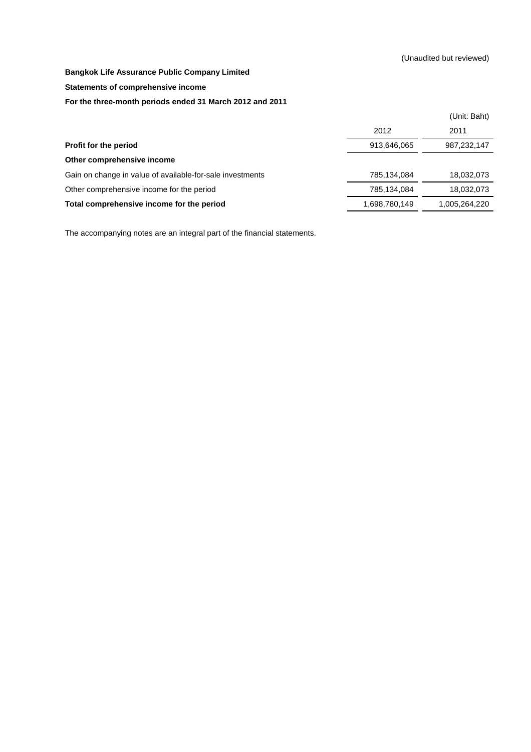(Unaudited but reviewed)

**Bangkok Life Assurance Public Company Limited**

**Statements of comprehensive income**

**For the three-month periods ended 31 March 2012 and 2011**

(Unit: Baht)

| | 2012 | 2011 |
|---|---|---|
| **Profit for the period** | 913,646,065 | 987,232,147 |
| **Other comprehensive income** | | |
| Gain on change in value of available-for-sale investments | 785,134,084 | 18,032,073 |
| Other comprehensive income for the period | 785,134,084 | 18,032,073 |
| **Total comprehensive income for the period** | 1,698,780,149 | 1,005,264,220 |

The accompanying notes are an integral part of the financial statements.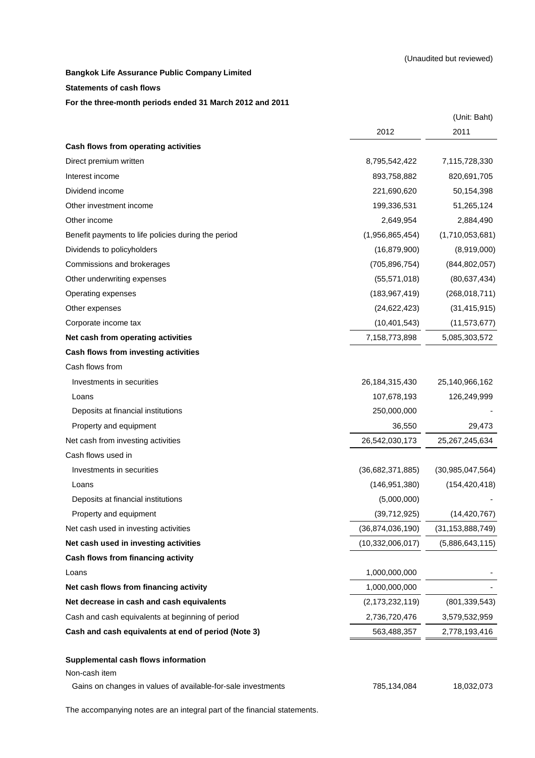(Unaudited but reviewed)

**Bangkok Life Assurance Public Company Limited**

**Statements of cash flows**

**For the three-month periods ended 31 March 2012 and 2011**

(Unit: Baht)

| | 2012 | 2011 |
|---|---|---|
| **Cash flows from operating activities** | | |
| Direct premium written | 8,795,542,422 | 7,115,728,330 |
| Interest income | 893,758,882 | 820,691,705 |
| Dividend income | 221,690,620 | 50,154,398 |
| Other investment income | 199,336,531 | 51,265,124 |
| Other income | 2,649,954 | 2,884,490 |
| Benefit payments to life policies during the period | (1,956,865,454) | (1,710,053,681) |
| Dividends to policyholders | (16,879,900) | (8,919,000) |
| Commissions and brokerages | (705,896,754) | (844,802,057) |
| Other underwriting expenses | (55,571,018) | (80,637,434) |
| Operating expenses | (183,967,419) | (268,018,711) |
| Other expenses | (24,622,423) | (31,415,915) |
| Corporate income tax | (10,401,543) | (11,573,677) |
| **Net cash from operating activities** | 7,158,773,898 | 5,085,303,572 |
| **Cash flows from investing activities** | | |
| Cash flows from | | |
| Investments in securities | 26,184,315,430 | 25,140,966,162 |
| Loans | 107,678,193 | 126,249,999 |
| Deposits at financial institutions | 250,000,000 | - |
| Property and equipment | 36,550 | 29,473 |
| Net cash from investing activities | 26,542,030,173 | 25,267,245,634 |
| Cash flows used in | | |
| Investments in securities | (36,682,371,885) | (30,985,047,564) |
| Loans | (146,951,380) | (154,420,418) |
| Deposits at financial institutions | (5,000,000) | - |
| Property and equipment | (39,712,925) | (14,420,767) |
| Net cash used in investing activities | (36,874,036,190) | (31,153,888,749) |
| **Net cash used in investing activities** | (10,332,006,017) | (5,886,643,115) |
| **Cash flows from financing activity** | | |
| Loans | 1,000,000,000 | - |
| **Net cash flows from financing activity** | 1,000,000,000 | - |
| **Net decrease in cash and cash equivalents** | (2,173,232,119) | (801,339,543) |
| Cash and cash equivalents at beginning of period | 2,736,720,476 | 3,579,532,959 |
| **Cash and cash equivalents at end of period (Note 3)** | 563,488,357 | 2,778,193,416 |
| | | |
| **Supplemental cash flows information** | | |
| Non-cash item | | |
| Gains on changes in values of available-for-sale investments | 785,134,084 | 18,032,073 |

The accompanying notes are an integral part of the financial statements.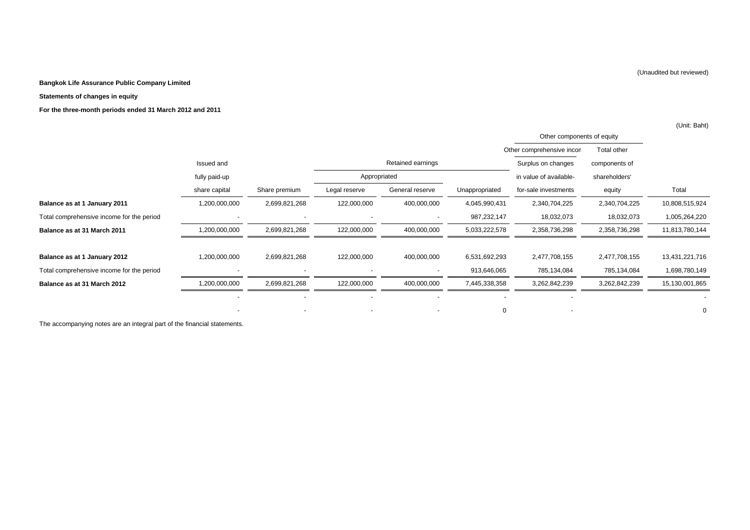(Unaudited but reviewed)

**Bangkok Life Assurance Public Company Limited**

**Statements of changes in equity**

**For the three-month periods ended 31 March 2012 and 2011**

(Unit: Baht)

| | | | | | | Other components of equity | | |
|---|---|---|---|---|---|---|---|---|
| | | | | | | Other comprehensive incon | Total other | |
| | Issued and | | Retained earnings | | | Surplus on changes | components of | |
| | fully paid-up | | Appropriated | | | in value of available- | shareholders' | |
| | share capital | Share premium | Legal reserve | General reserve | Unappropriated | for-sale investments | equity | Total |
| **Balance as at 1 January 2011** | 1,200,000,000 | 2,699,821,268 | 122,000,000 | 400,000,000 | 4,045,990,431 | 2,340,704,225 | 2,340,704,225 | 10,808,515,924 |
| Total comprehensive income for the period | - | - | - | - | 987,232,147 | 18,032,073 | 18,032,073 | 1,005,264,220 |
| **Balance as at 31 March 2011** | 1,200,000,000 | 2,699,821,268 | 122,000,000 | 400,000,000 | 5,033,222,578 | 2,358,736,298 | 2,358,736,298 | 11,813,780,144 |
| | | | | | | | | |
| **Balance as at 1 January 2012** | 1,200,000,000 | 2,699,821,268 | 122,000,000 | 400,000,000 | 6,531,692,293 | 2,477,708,155 | 2,477,708,155 | 13,431,221,716 |
| Total comprehensive income for the period | - | - | - | - | 913,646,065 | 785,134,084 | 785,134,084 | 1,698,780,149 |
| **Balance as at 31 March 2012** | 1,200,000,000 | 2,699,821,268 | 122,000,000 | 400,000,000 | 7,445,338,358 | 3,262,842,239 | 3,262,842,239 | 15,130,001,865 |
| | - | - | - | - | - | - | | - |
| | - | - | - | - | 0 | - | | 0 |

The accompanying notes are an integral part of the financial statements.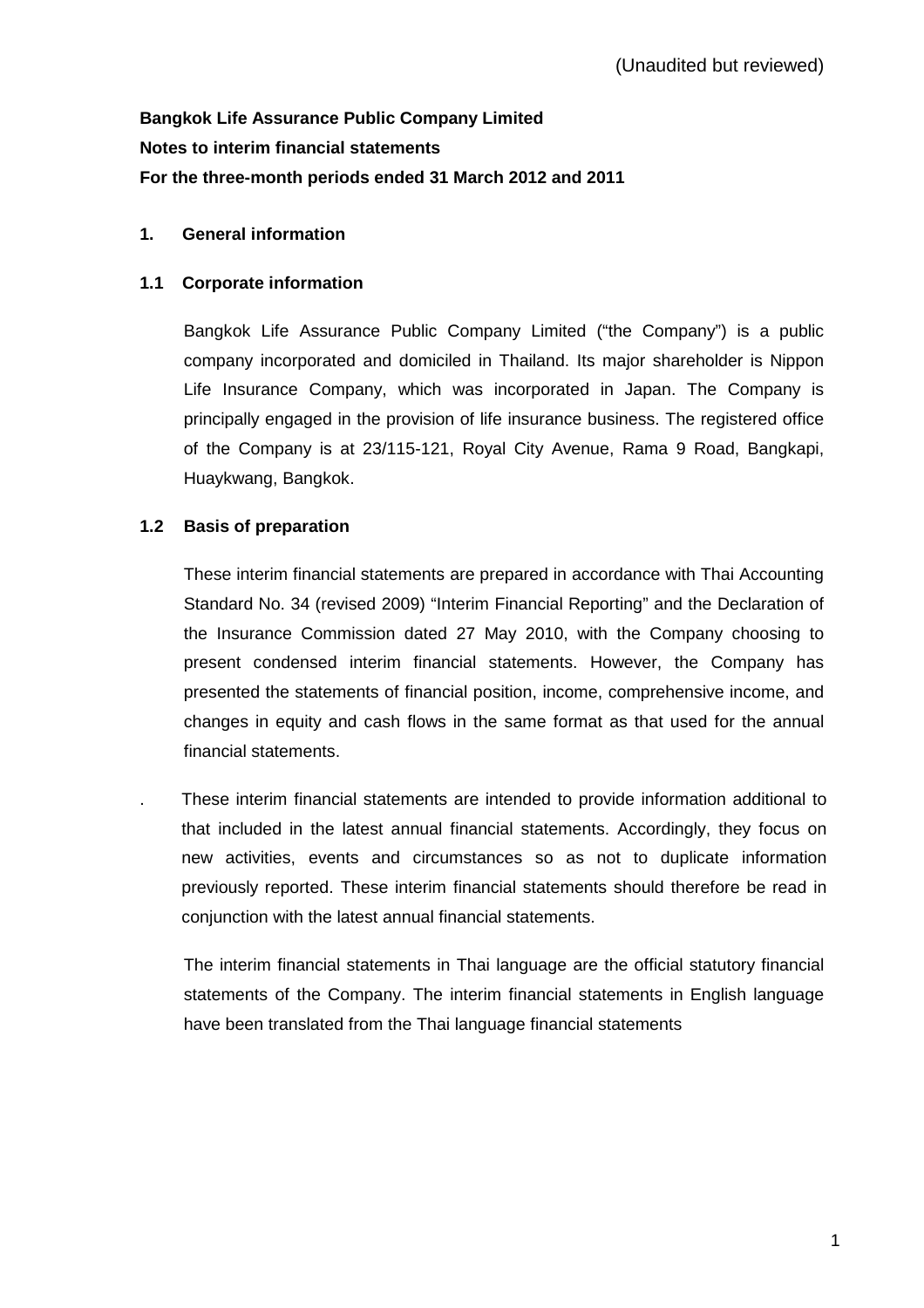(Unaudited but reviewed)

**Bangkok Life Assurance Public Company Limited**

**Notes to interim financial statements**

**For the three-month periods ended 31 March 2012 and 2011**

## 1. General information

### 1.1 Corporate information

Bangkok Life Assurance Public Company Limited ("the Company") is a public company incorporated and domiciled in Thailand. Its major shareholder is Nippon Life Insurance Company, which was incorporated in Japan. The Company is principally engaged in the provision of life insurance business. The registered office of the Company is at 23/115-121, Royal City Avenue, Rama 9 Road, Bangkapi, Huaykwang, Bangkok.

### 1.2 Basis of preparation

These interim financial statements are prepared in accordance with Thai Accounting Standard No. 34 (revised 2009) "Interim Financial Reporting" and the Declaration of the Insurance Commission dated 27 May 2010, with the Company choosing to present condensed interim financial statements. However, the Company has presented the statements of financial position, income, comprehensive income, and changes in equity and cash flows in the same format as that used for the annual financial statements.

. These interim financial statements are intended to provide information additional to that included in the latest annual financial statements. Accordingly, they focus on new activities, events and circumstances so as not to duplicate information previously reported. These interim financial statements should therefore be read in conjunction with the latest annual financial statements.

The interim financial statements in Thai language are the official statutory financial statements of the Company. The interim financial statements in English language have been translated from the Thai language financial statements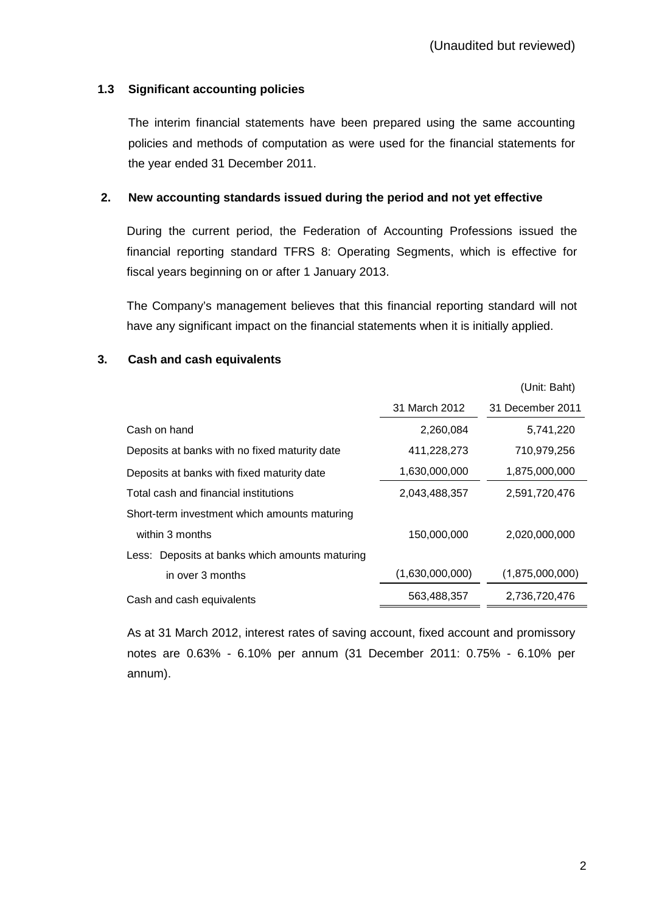(Unaudited but reviewed)

### 1.3 Significant accounting policies

The interim financial statements have been prepared using the same accounting policies and methods of computation as were used for the financial statements for the year ended 31 December 2011.

## 2. New accounting standards issued during the period and not yet effective

During the current period, the Federation of Accounting Professions issued the financial reporting standard TFRS 8: Operating Segments, which is effective for fiscal years beginning on or after 1 January 2013.

The Company's management believes that this financial reporting standard will not have any significant impact on the financial statements when it is initially applied.

## 3. Cash and cash equivalents

(Unit: Baht)

| | 31 March 2012 | 31 December 2011 |
|---|---|---|
| Cash on hand | 2,260,084 | 5,741,220 |
| Deposits at banks with no fixed maturity date | 411,228,273 | 710,979,256 |
| Deposits at banks with fixed maturity date | 1,630,000,000 | 1,875,000,000 |
| Total cash and financial institutions | 2,043,488,357 | 2,591,720,476 |
| Short-term investment which amounts maturing within 3 months | 150,000,000 | 2,020,000,000 |
| Less: Deposits at banks which amounts maturing in over 3 months | (1,630,000,000) | (1,875,000,000) |
| Cash and cash equivalents | 563,488,357 | 2,736,720,476 |

As at 31 March 2012, interest rates of saving account, fixed account and promissory notes are 0.63% - 6.10% per annum (31 December 2011: 0.75% - 6.10% per annum).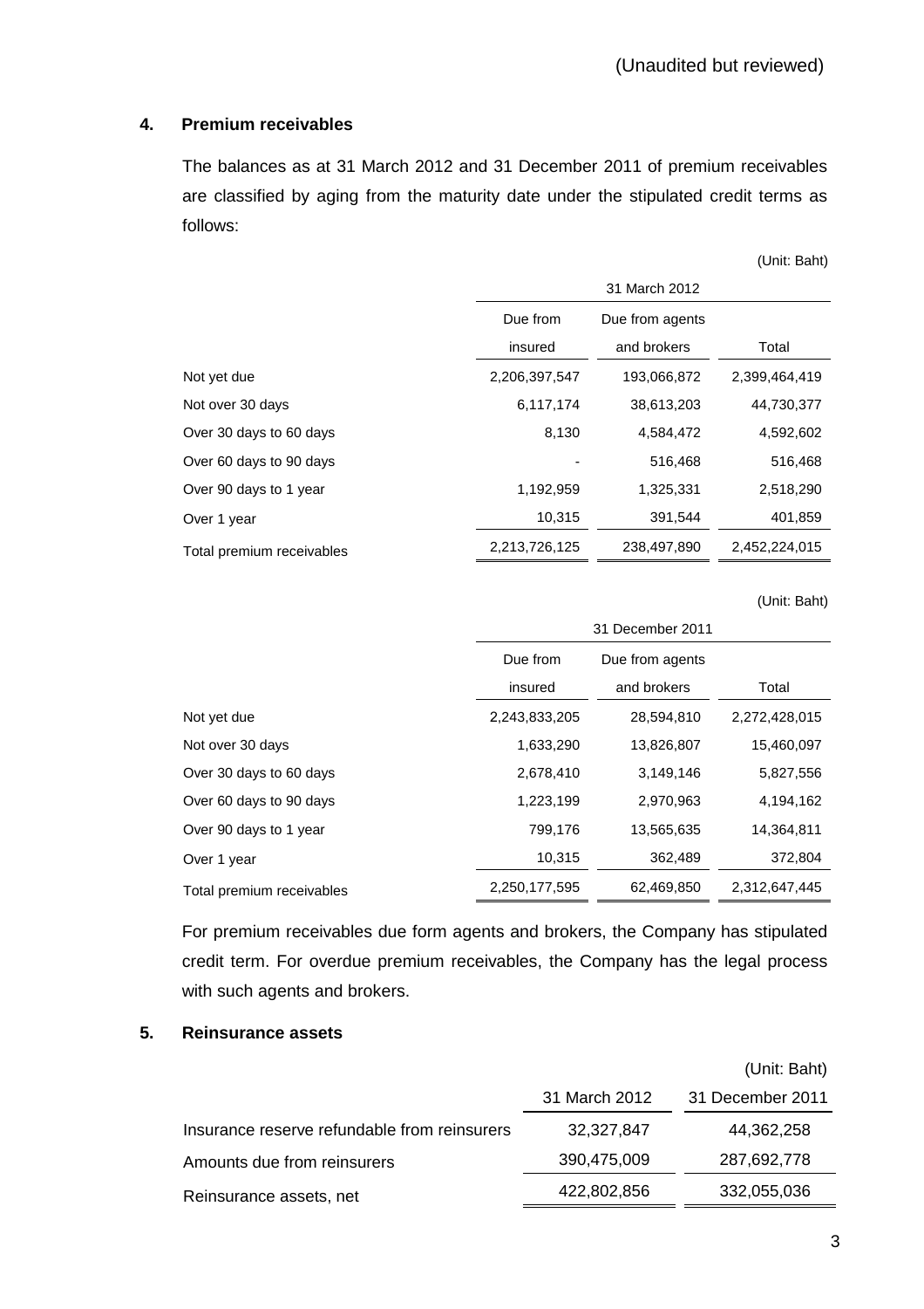(Unaudited but reviewed)

## 4. Premium receivables

The balances as at 31 March 2012 and 31 December 2011 of premium receivables are classified by aging from the maturity date under the stipulated credit terms as follows:

(Unit: Baht)

| | 31 March 2012 | | |
|---|---|---|---|
| | Due from insured | Due from agents and brokers | Total |
| Not yet due | 2,206,397,547 | 193,066,872 | 2,399,464,419 |
| Not over 30 days | 6,117,174 | 38,613,203 | 44,730,377 |
| Over 30 days to 60 days | 8,130 | 4,584,472 | 4,592,602 |
| Over 60 days to 90 days | - | 516,468 | 516,468 |
| Over 90 days to 1 year | 1,192,959 | 1,325,331 | 2,518,290 |
| Over 1 year | 10,315 | 391,544 | 401,859 |
| Total premium receivables | 2,213,726,125 | 238,497,890 | 2,452,224,015 |

(Unit: Baht)

| | 31 December 2011 | | |
|---|---|---|---|
| | Due from insured | Due from agents and brokers | Total |
| Not yet due | 2,243,833,205 | 28,594,810 | 2,272,428,015 |
| Not over 30 days | 1,633,290 | 13,826,807 | 15,460,097 |
| Over 30 days to 60 days | 2,678,410 | 3,149,146 | 5,827,556 |
| Over 60 days to 90 days | 1,223,199 | 2,970,963 | 4,194,162 |
| Over 90 days to 1 year | 799,176 | 13,565,635 | 14,364,811 |
| Over 1 year | 10,315 | 362,489 | 372,804 |
| Total premium receivables | 2,250,177,595 | 62,469,850 | 2,312,647,445 |

For premium receivables due form agents and brokers, the Company has stipulated credit term. For overdue premium receivables, the Company has the legal process with such agents and brokers.

## 5. Reinsurance assets

(Unit: Baht)

| | 31 March 2012 | 31 December 2011 |
|---|---|---|
| Insurance reserve refundable from reinsurers | 32,327,847 | 44,362,258 |
| Amounts due from reinsurers | 390,475,009 | 287,692,778 |
| Reinsurance assets, net | 422,802,856 | 332,055,036 |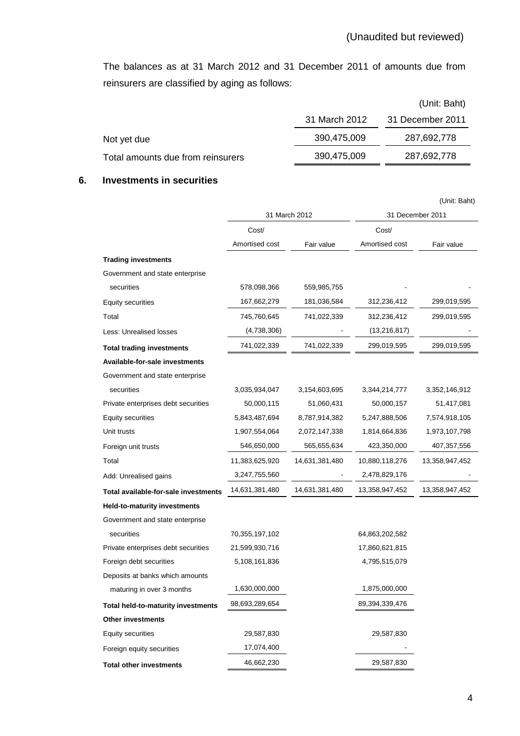(Unaudited but reviewed)

The balances as at 31 March 2012 and 31 December 2011 of amounts due from reinsurers are classified by aging as follows:

| | | (Unit: Baht) |
|---|---|---|
| | 31 March 2012 | 31 December 2011 |
| Not yet due | 390,475,009 | 287,692,778 |
| Total amounts due from reinsurers | 390,475,009 | 287,692,778 |

## 6. Investments in securities

(Unit: Baht)

| | 31 March 2012 | | 31 December 2011 | |
|---|---|---|---|---|
| | Cost/ Amortised cost | Fair value | Cost/ Amortised cost | Fair value |
| **Trading investments** | | | | |
| Government and state enterprise securities | 578,098,366 | 559,985,755 | - | - |
| Equity securities | 167,662,279 | 181,036,584 | 312,236,412 | 299,019,595 |
| Total | 745,760,645 | 741,022,339 | 312,236,412 | 299,019,595 |
| Less: Unrealised losses | (4,738,306) | - | (13,216,817) | - |
| **Total trading investments** | 741,022,339 | 741,022,339 | 299,019,595 | 299,019,595 |
| **Available-for-sale investments** | | | | |
| Government and state enterprise securities | 3,035,934,047 | 3,154,603,695 | 3,344,214,777 | 3,352,146,912 |
| Private enterprises debt securities | 50,000,115 | 51,060,431 | 50,000,157 | 51,417,081 |
| Equity securities | 5,843,487,694 | 8,787,914,382 | 5,247,888,506 | 7,574,918,105 |
| Unit trusts | 1,907,554,064 | 2,072,147,338 | 1,814,664,836 | 1,973,107,798 |
| Foreign unit trusts | 546,650,000 | 565,655,634 | 423,350,000 | 407,357,556 |
| Total | 11,383,625,920 | 14,631,381,480 | 10,880,118,276 | 13,358,947,452 |
| Add: Unrealised gains | 3,247,755,560 | - | 2,478,829,176 | - |
| **Total available-for-sale investments** | 14,631,381,480 | 14,631,381,480 | 13,358,947,452 | 13,358,947,452 |
| **Held-to-maturity investments** | | | | |
| Government and state enterprise securities | 70,355,197,102 | | 64,863,202,582 | |
| Private enterprises debt securities | 21,599,930,716 | | 17,860,621,815 | |
| Foreign debt securities | 5,108,161,836 | | 4,795,515,079 | |
| Deposits at banks which amounts maturing in over 3 months | 1,630,000,000 | | 1,875,000,000 | |
| **Total held-to-maturity investments** | 98,693,289,654 | | 89,394,339,476 | |
| **Other investments** | | | | |
| Equity securities | 29,587,830 | | 29,587,830 | |
| Foreign equity securities | 17,074,400 | | - | |
| **Total other investments** | 46,662,230 | | 29,587,830 | |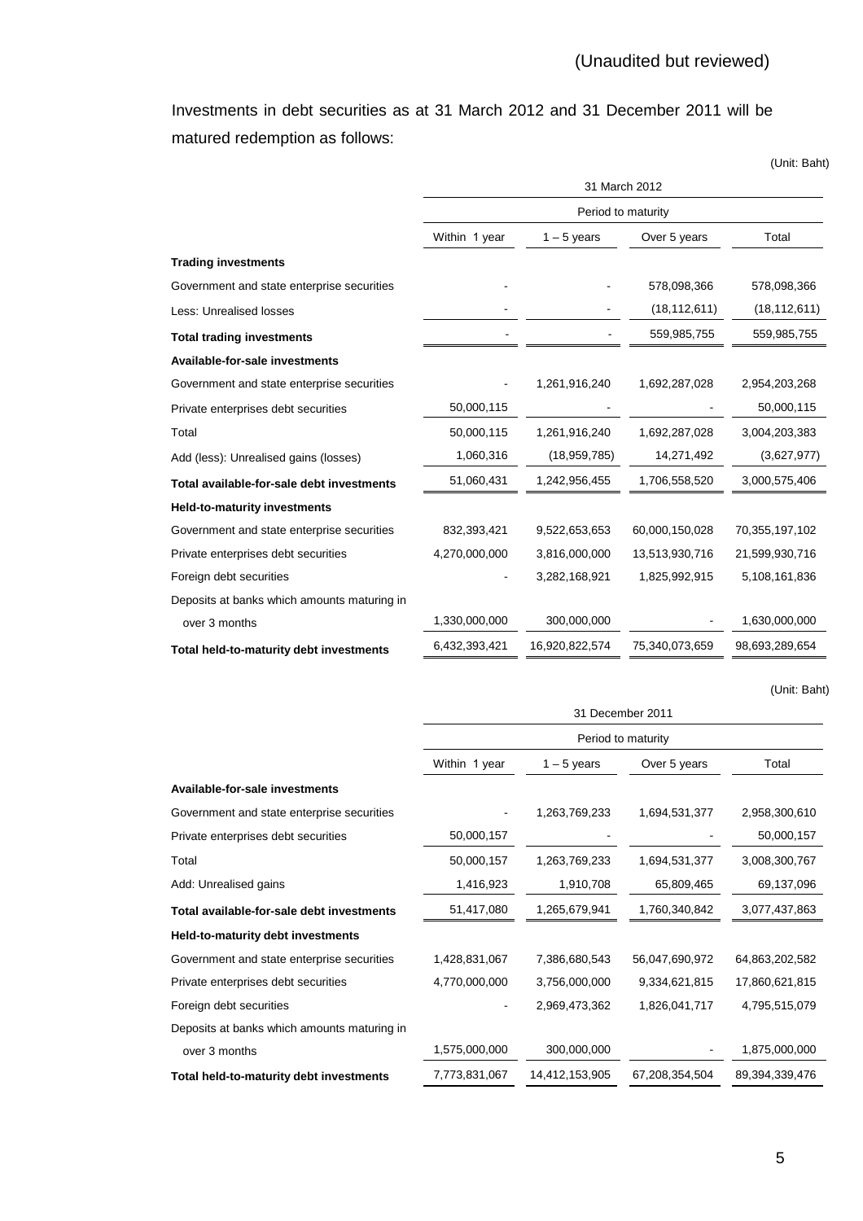(Unaudited but reviewed)

Investments in debt securities as at 31 March 2012 and 31 December 2011 will be matured redemption as follows:

(Unit: Baht)

| | 31 March 2012 | | | |
|---|---|---|---|---|
| | Period to maturity | | | |
| | Within 1 year | 1 – 5 years | Over 5 years | Total |
| **Trading investments** | | | | |
| Government and state enterprise securities | - | - | 578,098,366 | 578,098,366 |
| Less: Unrealised losses | - | - | (18,112,611) | (18,112,611) |
| **Total trading investments** | - | - | 559,985,755 | 559,985,755 |
| **Available-for-sale investments** | | | | |
| Government and state enterprise securities | - | 1,261,916,240 | 1,692,287,028 | 2,954,203,268 |
| Private enterprises debt securities | 50,000,115 | - | - | 50,000,115 |
| Total | 50,000,115 | 1,261,916,240 | 1,692,287,028 | 3,004,203,383 |
| Add (less): Unrealised gains (losses) | 1,060,316 | (18,959,785) | 14,271,492 | (3,627,977) |
| **Total available-for-sale debt investments** | 51,060,431 | 1,242,956,455 | 1,706,558,520 | 3,000,575,406 |
| **Held-to-maturity investments** | | | | |
| Government and state enterprise securities | 832,393,421 | 9,522,653,653 | 60,000,150,028 | 70,355,197,102 |
| Private enterprises debt securities | 4,270,000,000 | 3,816,000,000 | 13,513,930,716 | 21,599,930,716 |
| Foreign debt securities | - | 3,282,168,921 | 1,825,992,915 | 5,108,161,836 |
| Deposits at banks which amounts maturing in over 3 months | 1,330,000,000 | 300,000,000 | - | 1,630,000,000 |
| **Total held-to-maturity debt investments** | 6,432,393,421 | 16,920,822,574 | 75,340,073,659 | 98,693,289,654 |

(Unit: Baht)

| | 31 December 2011 | | | |
|---|---|---|---|---|
| | Period to maturity | | | |
| | Within 1 year | 1 – 5 years | Over 5 years | Total |
| **Available-for-sale investments** | | | | |
| Government and state enterprise securities | - | 1,263,769,233 | 1,694,531,377 | 2,958,300,610 |
| Private enterprises debt securities | 50,000,157 | - | - | 50,000,157 |
| Total | 50,000,157 | 1,263,769,233 | 1,694,531,377 | 3,008,300,767 |
| Add: Unrealised gains | 1,416,923 | 1,910,708 | 65,809,465 | 69,137,096 |
| **Total available-for-sale debt investments** | 51,417,080 | 1,265,679,941 | 1,760,340,842 | 3,077,437,863 |
| **Held-to-maturity debt investments** | | | | |
| Government and state enterprise securities | 1,428,831,067 | 7,386,680,543 | 56,047,690,972 | 64,863,202,582 |
| Private enterprises debt securities | 4,770,000,000 | 3,756,000,000 | 9,334,621,815 | 17,860,621,815 |
| Foreign debt securities | - | 2,969,473,362 | 1,826,041,717 | 4,795,515,079 |
| Deposits at banks which amounts maturing in over 3 months | 1,575,000,000 | 300,000,000 | - | 1,875,000,000 |
| **Total held-to-maturity debt investments** | 7,773,831,067 | 14,412,153,905 | 67,208,354,504 | 89,394,339,476 |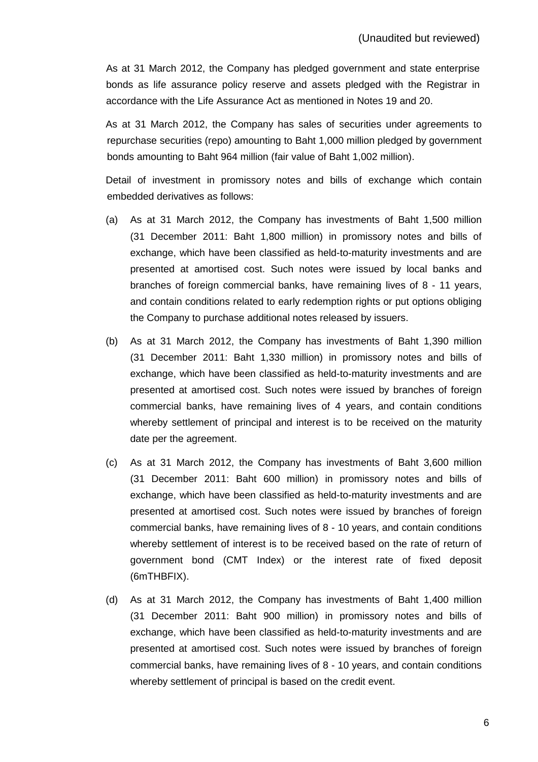As at 31 March 2012, the Company has pledged government and state enterprise bonds as life assurance policy reserve and assets pledged with the Registrar in accordance with the Life Assurance Act as mentioned in Notes 19 and 20.

As at 31 March 2012, the Company has sales of securities under agreements to repurchase securities (repo) amounting to Baht 1,000 million pledged by government bonds amounting to Baht 964 million (fair value of Baht 1,002 million).

Detail of investment in promissory notes and bills of exchange which contain embedded derivatives as follows:

(a) As at 31 March 2012, the Company has investments of Baht 1,500 million (31 December 2011: Baht 1,800 million) in promissory notes and bills of exchange, which have been classified as held-to-maturity investments and are presented at amortised cost. Such notes were issued by local banks and branches of foreign commercial banks, have remaining lives of 8 - 11 years, and contain conditions related to early redemption rights or put options obliging the Company to purchase additional notes released by issuers.

(b) As at 31 March 2012, the Company has investments of Baht 1,390 million (31 December 2011: Baht 1,330 million) in promissory notes and bills of exchange, which have been classified as held-to-maturity investments and are presented at amortised cost. Such notes were issued by branches of foreign commercial banks, have remaining lives of 4 years, and contain conditions whereby settlement of principal and interest is to be received on the maturity date per the agreement.

(c) As at 31 March 2012, the Company has investments of Baht 3,600 million (31 December 2011: Baht 600 million) in promissory notes and bills of exchange, which have been classified as held-to-maturity investments and are presented at amortised cost. Such notes were issued by branches of foreign commercial banks, have remaining lives of 8 - 10 years, and contain conditions whereby settlement of interest is to be received based on the rate of return of government bond (CMT Index) or the interest rate of fixed deposit (6mTHBFIX).

(d) As at 31 March 2012, the Company has investments of Baht 1,400 million (31 December 2011: Baht 900 million) in promissory notes and bills of exchange, which have been classified as held-to-maturity investments and are presented at amortised cost. Such notes were issued by branches of foreign commercial banks, have remaining lives of 8 - 10 years, and contain conditions whereby settlement of principal is based on the credit event.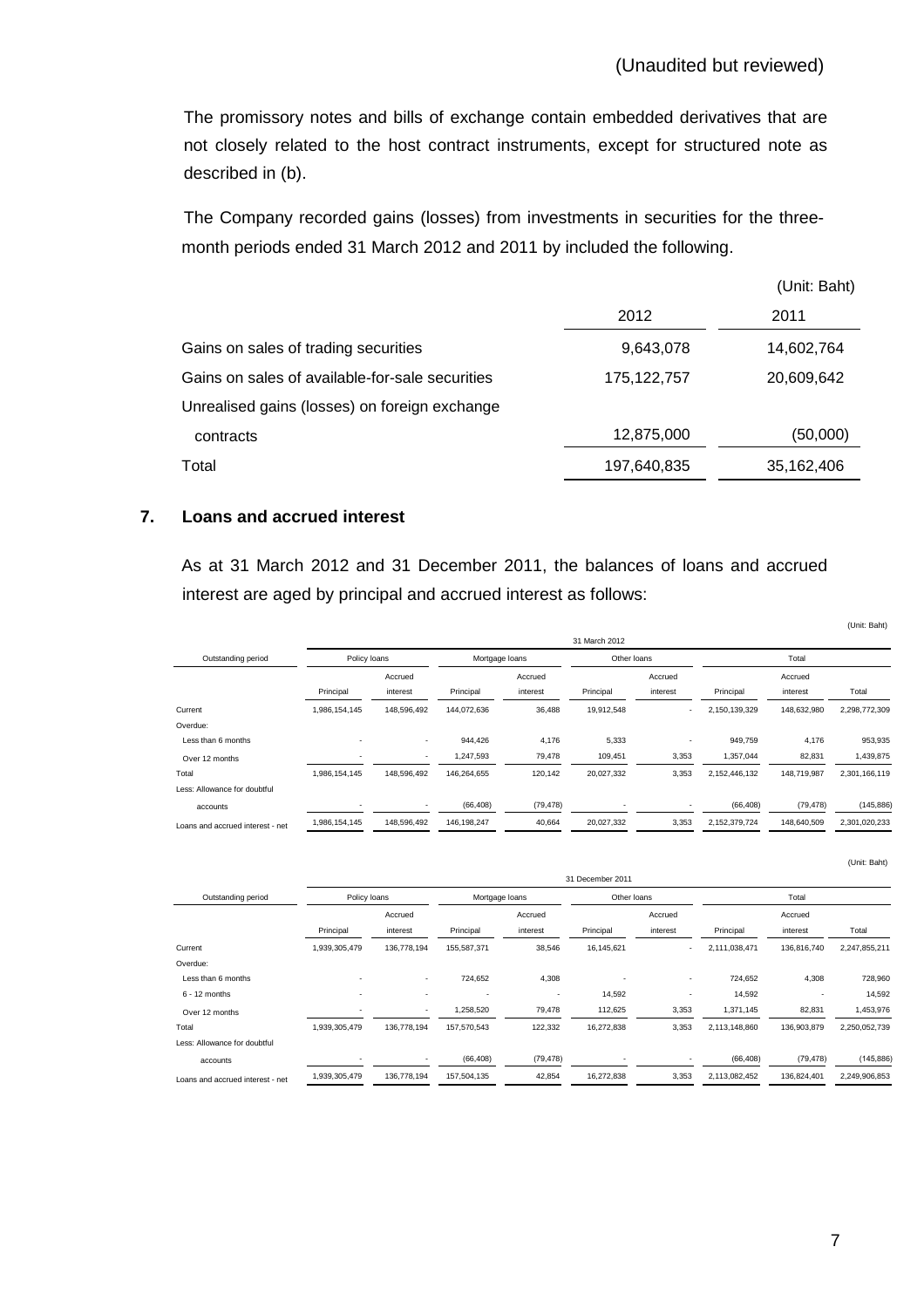(Unaudited but reviewed)

The promissory notes and bills of exchange contain embedded derivatives that are not closely related to the host contract instruments, except for structured note as described in (b).

The Company recorded gains (losses) from investments in securities for the three-month periods ended 31 March 2012 and 2011 by included the following.

(Unit: Baht)

| | 2012 | 2011 |
|---|---|---|
| Gains on sales of trading securities | 9,643,078 | 14,602,764 |
| Gains on sales of available-for-sale securities | 175,122,757 | 20,609,642 |
| Unrealised gains (losses) on foreign exchange contracts | 12,875,000 | (50,000) |
| Total | 197,640,835 | 35,162,406 |

## 7. Loans and accrued interest

As at 31 March 2012 and 31 December 2011, the balances of loans and accrued interest are aged by principal and accrued interest as follows:

(Unit: Baht)

| | 31 March 2012 | | | | | | | | |
|---|---|---|---|---|---|---|---|---|---|
| Outstanding period | Policy loans | | Mortgage loans | | Other loans | | Total | | |
| | Principal | Accrued interest | Principal | Accrued interest | Principal | Accrued interest | Principal | Accrued interest | Total |
| Current | 1,986,154,145 | 148,596,492 | 144,072,636 | 36,488 | 19,912,548 | - | 2,150,139,329 | 148,632,980 | 2,298,772,309 |
| Overdue: | | | | | | | | | |
| Less than 6 months | - | - | 944,426 | 4,176 | 5,333 | - | 949,759 | 4,176 | 953,935 |
| Over 12 months | - | - | 1,247,593 | 79,478 | 109,451 | 3,353 | 1,357,044 | 82,831 | 1,439,875 |
| Total | 1,986,154,145 | 148,596,492 | 146,264,655 | 120,142 | 20,027,332 | 3,353 | 2,152,446,132 | 148,719,987 | 2,301,166,119 |
| Less: Allowance for doubtful accounts | - | - | (66,408) | (79,478) | - | - | (66,408) | (79,478) | (145,886) |
| Loans and accrued interest - net | 1,986,154,145 | 148,596,492 | 146,198,247 | 40,664 | 20,027,332 | 3,353 | 2,152,379,724 | 148,640,509 | 2,301,020,233 |

(Unit: Baht)

| | 31 December 2011 | | | | | | | | |
|---|---|---|---|---|---|---|---|---|---|
| Outstanding period | Policy loans | | Mortgage loans | | Other loans | | Total | | |
| | Principal | Accrued interest | Principal | Accrued interest | Principal | Accrued interest | Principal | Accrued interest | Total |
| Current | 1,939,305,479 | 136,778,194 | 155,587,371 | 38,546 | 16,145,621 | - | 2,111,038,471 | 136,816,740 | 2,247,855,211 |
| Overdue: | | | | | | | | | |
| Less than 6 months | - | - | 724,652 | 4,308 | - | - | 724,652 | 4,308 | 728,960 |
| 6 - 12 months | - | - | - | - | 14,592 | - | 14,592 | - | 14,592 |
| Over 12 months | - | - | 1,258,520 | 79,478 | 112,625 | 3,353 | 1,371,145 | 82,831 | 1,453,976 |
| Total | 1,939,305,479 | 136,778,194 | 157,570,543 | 122,332 | 16,272,838 | 3,353 | 2,113,148,860 | 136,903,879 | 2,250,052,739 |
| Less: Allowance for doubtful accounts | - | - | (66,408) | (79,478) | - | - | (66,408) | (79,478) | (145,886) |
| Loans and accrued interest - net | 1,939,305,479 | 136,778,194 | 157,504,135 | 42,854 | 16,272,838 | 3,353 | 2,113,082,452 | 136,824,401 | 2,249,906,853 |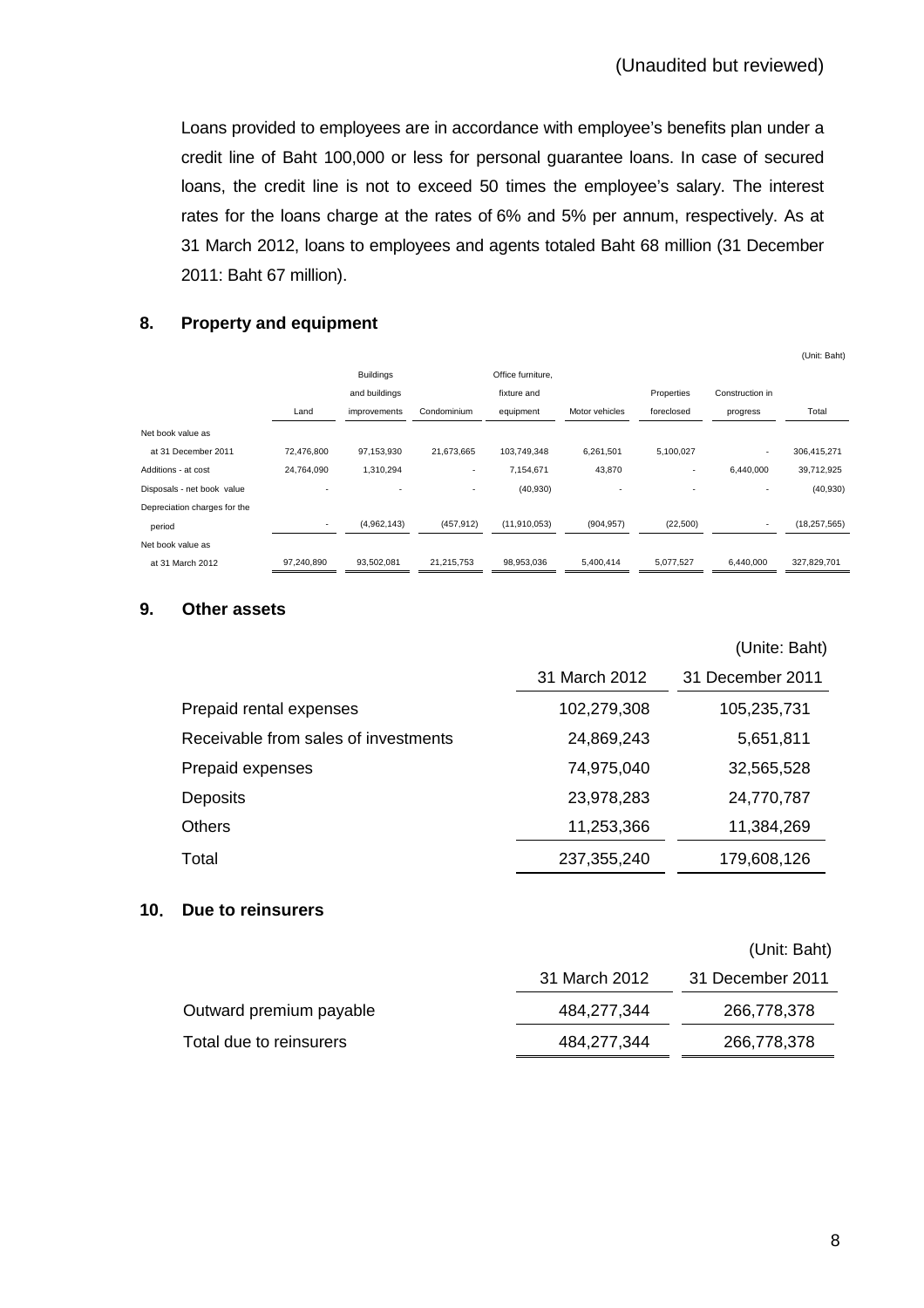(Unaudited but reviewed)

Loans provided to employees are in accordance with employee's benefits plan under a credit line of Baht 100,000 or less for personal guarantee loans. In case of secured loans, the credit line is not to exceed 50 times the employee's salary. The interest rates for the loans charge at the rates of 6% and 5% per annum, respectively. As at 31 March 2012, loans to employees and agents totaled Baht 68 million (31 December 2011: Baht 67 million).

## 8. Property and equipment

(Unit: Baht)

| | Land | Buildings and buildings improvements | Condominium | Office furniture, fixture and equipment | Motor vehicles | Properties foreclosed | Construction in progress | Total |
|---|---|---|---|---|---|---|---|---|
| Net book value as at 31 December 2011 | 72,476,800 | 97,153,930 | 21,673,665 | 103,749,348 | 6,261,501 | 5,100,027 | - | 306,415,271 |
| Additions - at cost | 24,764,090 | 1,310,294 | - | 7,154,671 | 43,870 | - | 6,440,000 | 39,712,925 |
| Disposals - net book value | - | - | - | (40,930) | - | - | - | (40,930) |
| Depreciation charges for the period | - | (4,962,143) | (457,912) | (11,910,053) | (904,957) | (22,500) | - | (18,257,565) |
| Net book value as at 31 March 2012 | 97,240,890 | 93,502,081 | 21,215,753 | 98,953,036 | 5,400,414 | 5,077,527 | 6,440,000 | 327,829,701 |

## 9. Other assets

(Unite: Baht)

| | 31 March 2012 | 31 December 2011 |
|---|---|---|
| Prepaid rental expenses | 102,279,308 | 105,235,731 |
| Receivable from sales of investments | 24,869,243 | 5,651,811 |
| Prepaid expenses | 74,975,040 | 32,565,528 |
| Deposits | 23,978,283 | 24,770,787 |
| Others | 11,253,366 | 11,384,269 |
| Total | 237,355,240 | 179,608,126 |

## 10. Due to reinsurers

(Unit: Baht)

| | 31 March 2012 | 31 December 2011 |
|---|---|---|
| Outward premium payable | 484,277,344 | 266,778,378 |
| Total due to reinsurers | 484,277,344 | 266,778,378 |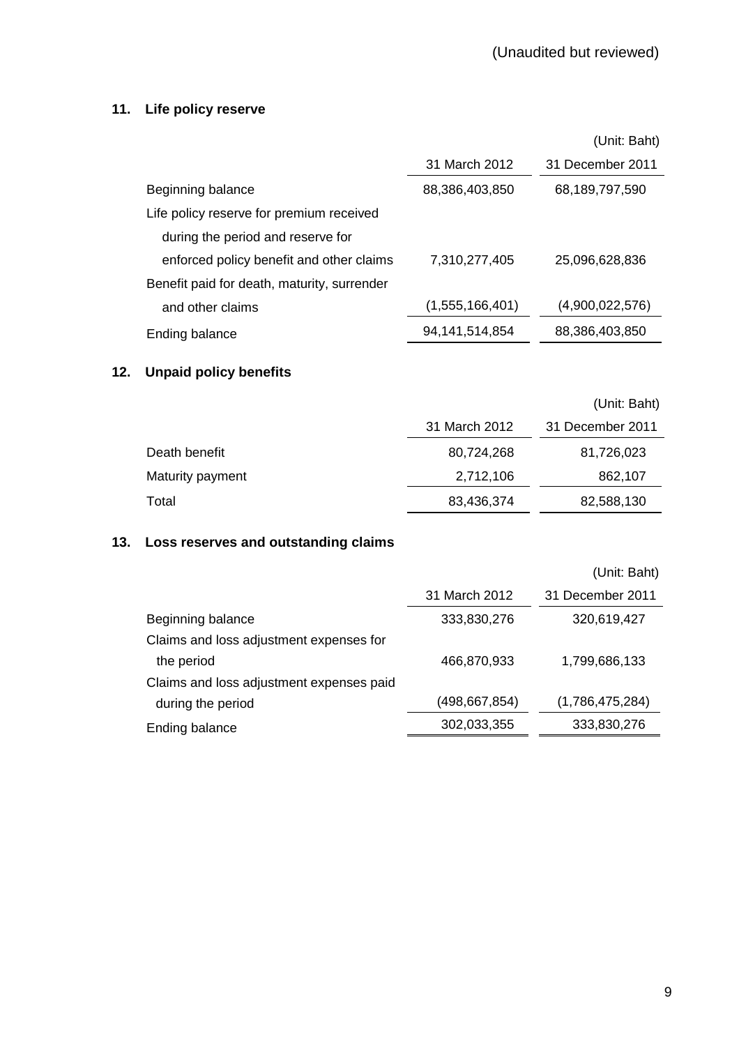(Unaudited but reviewed)

## 11. Life policy reserve

(Unit: Baht)

| | 31 March 2012 | 31 December 2011 |
|---|---|---|
| Beginning balance | 88,386,403,850 | 68,189,797,590 |
| Life policy reserve for premium received during the period and reserve for enforced policy benefit and other claims | 7,310,277,405 | 25,096,628,836 |
| Benefit paid for death, maturity, surrender and other claims | (1,555,166,401) | (4,900,022,576) |
| Ending balance | 94,141,514,854 | 88,386,403,850 |

## 12. Unpaid policy benefits

(Unit: Baht)

| | 31 March 2012 | 31 December 2011 |
|---|---|---|
| Death benefit | 80,724,268 | 81,726,023 |
| Maturity payment | 2,712,106 | 862,107 |
| Total | 83,436,374 | 82,588,130 |

## 13. Loss reserves and outstanding claims

(Unit: Baht)

| | 31 March 2012 | 31 December 2011 |
|---|---|---|
| Beginning balance | 333,830,276 | 320,619,427 |
| Claims and loss adjustment expenses for the period | 466,870,933 | 1,799,686,133 |
| Claims and loss adjustment expenses paid during the period | (498,667,854) | (1,786,475,284) |
| Ending balance | 302,033,355 | 333,830,276 |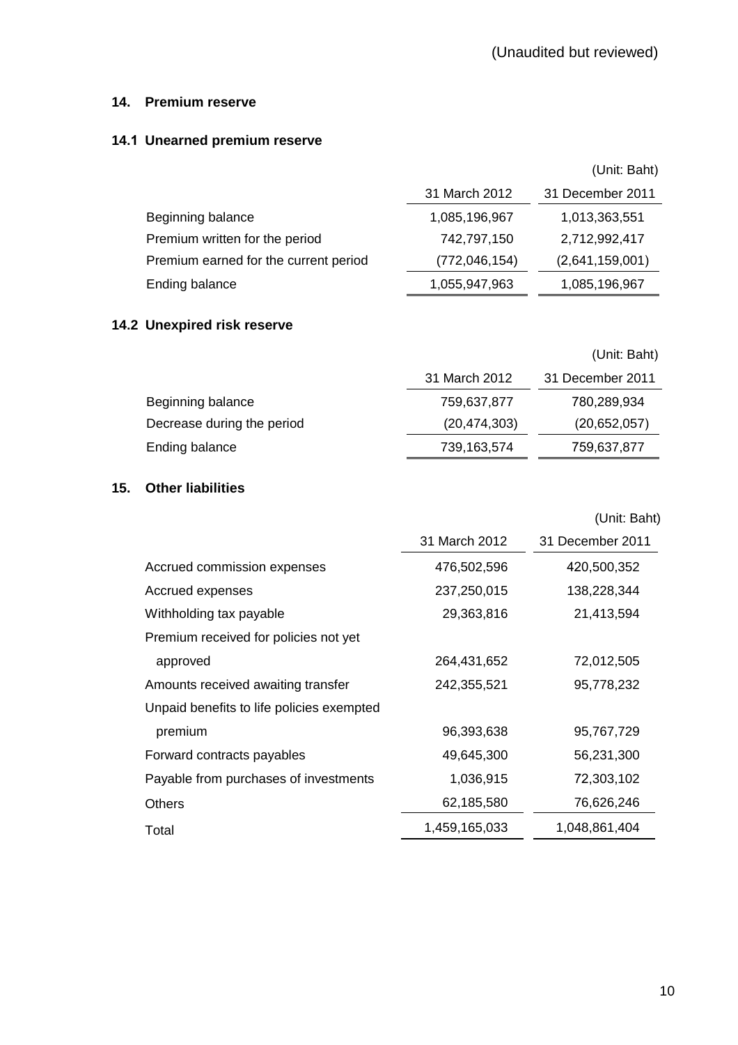(Unaudited but reviewed)

## 14. Premium reserve

### 14.1 Unearned premium reserve

(Unit: Baht)

| | 31 March 2012 | 31 December 2011 |
|---|---|---|
| Beginning balance | 1,085,196,967 | 1,013,363,551 |
| Premium written for the period | 742,797,150 | 2,712,992,417 |
| Premium earned for the current period | (772,046,154) | (2,641,159,001) |
| Ending balance | 1,055,947,963 | 1,085,196,967 |

### 14.2 Unexpired risk reserve

(Unit: Baht)

| | 31 March 2012 | 31 December 2011 |
|---|---|---|
| Beginning balance | 759,637,877 | 780,289,934 |
| Decrease during the period | (20,474,303) | (20,652,057) |
| Ending balance | 739,163,574 | 759,637,877 |

## 15. Other liabilities

(Unit: Baht)

| | 31 March 2012 | 31 December 2011 |
|---|---|---|
| Accrued commission expenses | 476,502,596 | 420,500,352 |
| Accrued expenses | 237,250,015 | 138,228,344 |
| Withholding tax payable | 29,363,816 | 21,413,594 |
| Premium received for policies not yet approved | 264,431,652 | 72,012,505 |
| Amounts received awaiting transfer | 242,355,521 | 95,778,232 |
| Unpaid benefits to life policies exempted premium | 96,393,638 | 95,767,729 |
| Forward contracts payables | 49,645,300 | 56,231,300 |
| Payable from purchases of investments | 1,036,915 | 72,303,102 |
| Others | 62,185,580 | 76,626,246 |
| Total | 1,459,165,033 | 1,048,861,404 |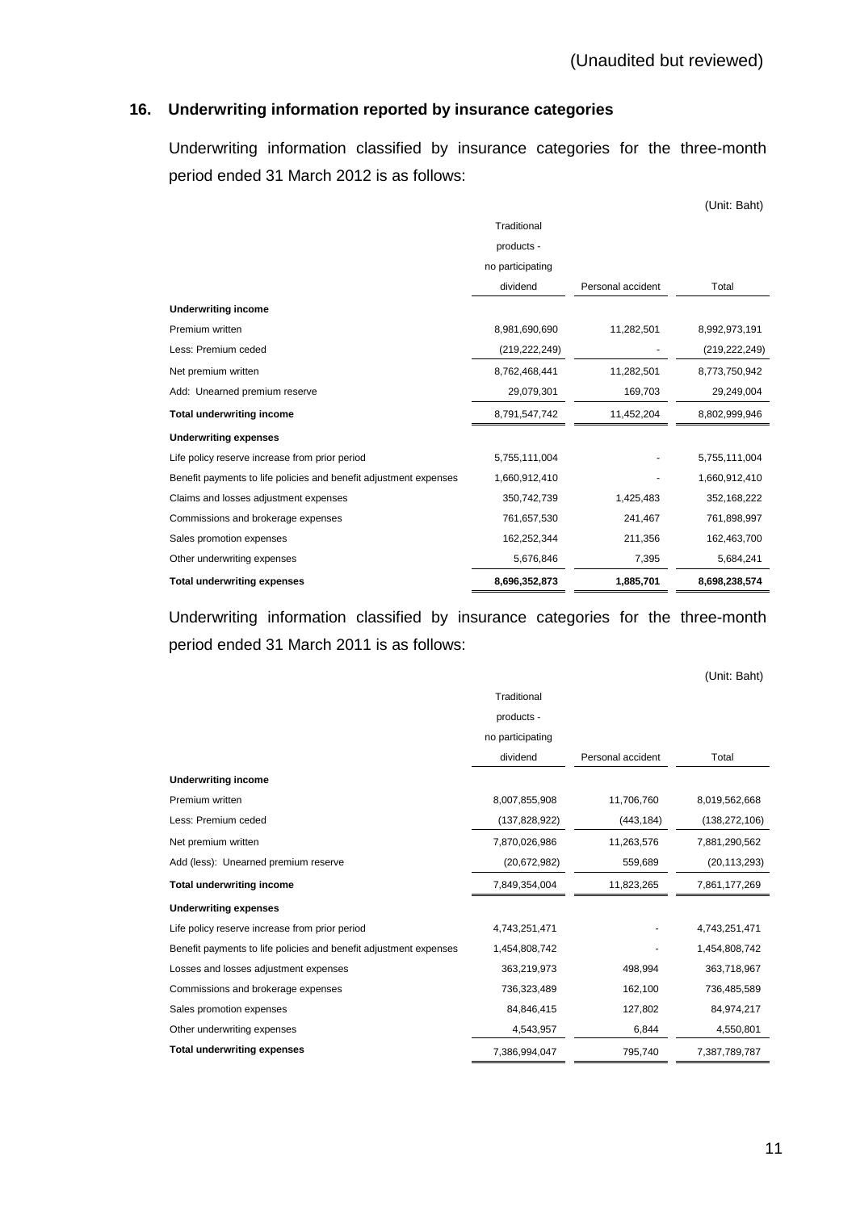(Unaudited but reviewed)

## 16. Underwriting information reported by insurance categories

Underwriting information classified by insurance categories for the three-month period ended 31 March 2012 is as follows:

(Unit: Baht)

| | Traditional products - no participating dividend | Personal accident | Total |
|---|---|---|---|
| **Underwriting income** | | | |
| Premium written | 8,981,690,690 | 11,282,501 | 8,992,973,191 |
| Less: Premium ceded | (219,222,249) | - | (219,222,249) |
| Net premium written | 8,762,468,441 | 11,282,501 | 8,773,750,942 |
| Add: Unearned premium reserve | 29,079,301 | 169,703 | 29,249,004 |
| **Total underwriting income** | 8,791,547,742 | 11,452,204 | 8,802,999,946 |
| **Underwriting expenses** | | | |
| Life policy reserve increase from prior period | 5,755,111,004 | - | 5,755,111,004 |
| Benefit payments to life policies and benefit adjustment expenses | 1,660,912,410 | - | 1,660,912,410 |
| Claims and losses adjustment expenses | 350,742,739 | 1,425,483 | 352,168,222 |
| Commissions and brokerage expenses | 761,657,530 | 241,467 | 761,898,997 |
| Sales promotion expenses | 162,252,344 | 211,356 | 162,463,700 |
| Other underwriting expenses | 5,676,846 | 7,395 | 5,684,241 |
| **Total underwriting expenses** | **8,696,352,873** | **1,885,701** | **8,698,238,574** |

Underwriting information classified by insurance categories for the three-month period ended 31 March 2011 is as follows:

(Unit: Baht)

| | Traditional products - no participating dividend | Personal accident | Total |
|---|---|---|---|
| **Underwriting income** | | | |
| Premium written | 8,007,855,908 | 11,706,760 | 8,019,562,668 |
| Less: Premium ceded | (137,828,922) | (443,184) | (138,272,106) |
| Net premium written | 7,870,026,986 | 11,263,576 | 7,881,290,562 |
| Add (less): Unearned premium reserve | (20,672,982) | 559,689 | (20,113,293) |
| **Total underwriting income** | 7,849,354,004 | 11,823,265 | 7,861,177,269 |
| **Underwriting expenses** | | | |
| Life policy reserve increase from prior period | 4,743,251,471 | - | 4,743,251,471 |
| Benefit payments to life policies and benefit adjustment expenses | 1,454,808,742 | - | 1,454,808,742 |
| Losses and losses adjustment expenses | 363,219,973 | 498,994 | 363,718,967 |
| Commissions and brokerage expenses | 736,323,489 | 162,100 | 736,485,589 |
| Sales promotion expenses | 84,846,415 | 127,802 | 84,974,217 |
| Other underwriting expenses | 4,543,957 | 6,844 | 4,550,801 |
| **Total underwriting expenses** | 7,386,994,047 | 795,740 | 7,387,789,787 |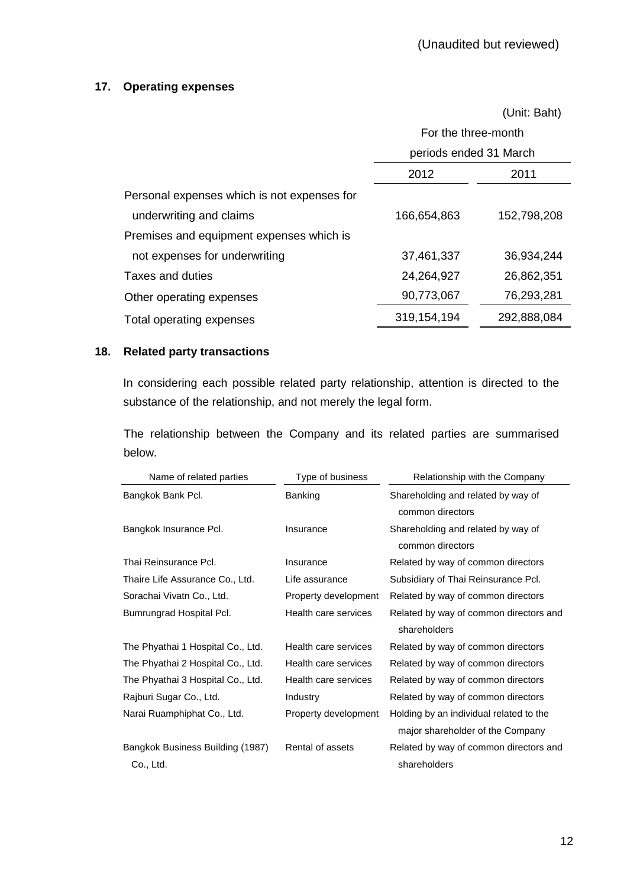(Unaudited but reviewed)

## 17. Operating expenses

| | (Unit: Baht) | |
|---|---|---|
| | For the three-month periods ended 31 March | |
| | 2012 | 2011 |
| Personal expenses which is not expenses for underwriting and claims | 166,654,863 | 152,798,208 |
| Premises and equipment expenses which is not expenses for underwriting | 37,461,337 | 36,934,244 |
| Taxes and duties | 24,264,927 | 26,862,351 |
| Other operating expenses | 90,773,067 | 76,293,281 |
| Total operating expenses | 319,154,194 | 292,888,084 |

## 18. Related party transactions

In considering each possible related party relationship, attention is directed to the substance of the relationship, and not merely the legal form.

The relationship between the Company and its related parties are summarised below.

| Name of related parties | Type of business | Relationship with the Company |
|---|---|---|
| Bangkok Bank Pcl. | Banking | Shareholding and related by way of common directors |
| Bangkok Insurance Pcl. | Insurance | Shareholding and related by way of common directors |
| Thai Reinsurance Pcl. | Insurance | Related by way of common directors |
| Thaire Life Assurance Co., Ltd. | Life assurance | Subsidiary of Thai Reinsurance Pcl. |
| Sorachai Vivatn Co., Ltd. | Property development | Related by way of common directors |
| Bumrungrad Hospital Pcl. | Health care services | Related by way of common directors and shareholders |
| The Phyathai 1 Hospital Co., Ltd. | Health care services | Related by way of common directors |
| The Phyathai 2 Hospital Co., Ltd. | Health care services | Related by way of common directors |
| The Phyathai 3 Hospital Co., Ltd. | Health care services | Related by way of common directors |
| Rajburi Sugar Co., Ltd. | Industry | Related by way of common directors |
| Narai Ruamphiphat Co., Ltd. | Property development | Holding by an individual related to the major shareholder of the Company |
| Bangkok Business Building (1987) Co., Ltd. | Rental of assets | Related by way of common directors and shareholders |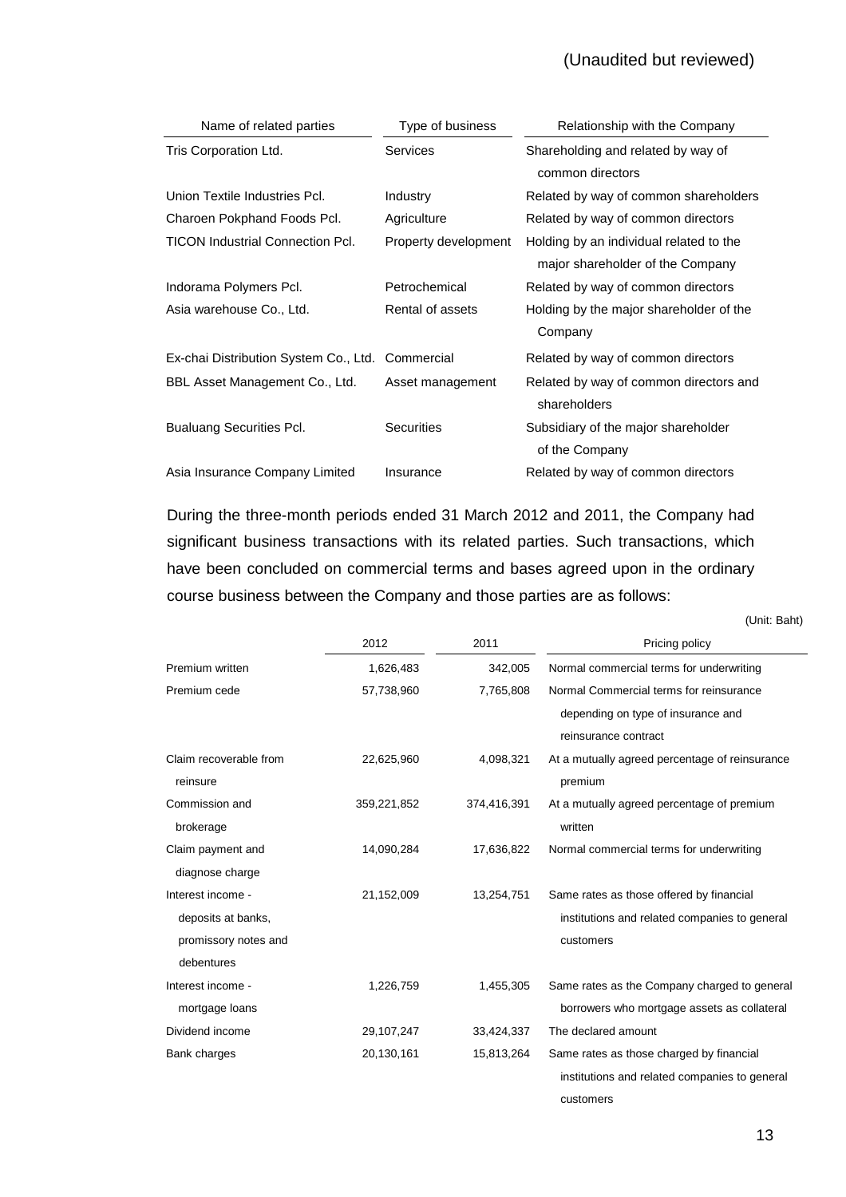(Unaudited but reviewed)

| Name of related parties | Type of business | Relationship with the Company |
|---|---|---|
| Tris Corporation Ltd. | Services | Shareholding and related by way of common directors |
| Union Textile Industries Pcl. | Industry | Related by way of common shareholders |
| Charoen Pokphand Foods Pcl. | Agriculture | Related by way of common directors |
| TICON Industrial Connection Pcl. | Property development | Holding by an individual related to the major shareholder of the Company |
| Indorama Polymers Pcl. | Petrochemical | Related by way of common directors |
| Asia warehouse Co., Ltd. | Rental of assets | Holding by the major shareholder of the Company |
| Ex-chai Distribution System Co., Ltd. | Commercial | Related by way of common directors |
| BBL Asset Management Co., Ltd. | Asset management | Related by way of common directors and shareholders |
| Bualuang Securities Pcl. | Securities | Subsidiary of the major shareholder of the Company |
| Asia Insurance Company Limited | Insurance | Related by way of common directors |

During the three-month periods ended 31 March 2012 and 2011, the Company had significant business transactions with its related parties. Such transactions, which have been concluded on commercial terms and bases agreed upon in the ordinary course business between the Company and those parties are as follows:

(Unit: Baht)

| | 2012 | 2011 | Pricing policy |
|---|---|---|---|
| Premium written | 1,626,483 | 342,005 | Normal commercial terms for underwriting |
| Premium cede | 57,738,960 | 7,765,808 | Normal Commercial terms for reinsurance depending on type of insurance and reinsurance contract |
| Claim recoverable from reinsure | 22,625,960 | 4,098,321 | At a mutually agreed percentage of reinsurance premium |
| Commission and brokerage | 359,221,852 | 374,416,391 | At a mutually agreed percentage of premium written |
| Claim payment and diagnose charge | 14,090,284 | 17,636,822 | Normal commercial terms for underwriting |
| Interest income - deposits at banks, promissory notes and debentures | 21,152,009 | 13,254,751 | Same rates as those offered by financial institutions and related companies to general customers |
| Interest income - mortgage loans | 1,226,759 | 1,455,305 | Same rates as the Company charged to general borrowers who mortgage assets as collateral |
| Dividend income | 29,107,247 | 33,424,337 | The declared amount |
| Bank charges | 20,130,161 | 15,813,264 | Same rates as those charged by financial institutions and related companies to general customers |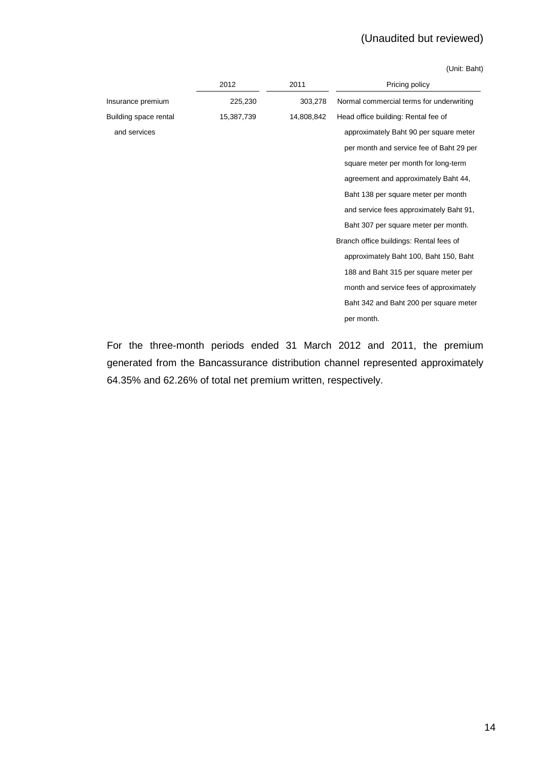(Unaudited but reviewed)

(Unit: Baht)

| | 2012 | 2011 | Pricing policy |
|---|---|---|---|
| Insurance premium | 225,230 | 303,278 | Normal commercial terms for underwriting |
| Building space rental and services | 15,387,739 | 14,808,842 | Head office building: Rental fee of approximately Baht 90 per square meter per month and service fee of Baht 29 per square meter per month for long-term agreement and approximately Baht 44, Baht 138 per square meter per month and service fees approximately Baht 91, Baht 307 per square meter per month. Branch office buildings: Rental fees of approximately Baht 100, Baht 150, Baht 188 and Baht 315 per square meter per month and service fees of approximately Baht 342 and Baht 200 per square meter per month. |

For the three-month periods ended 31 March 2012 and 2011, the premium generated from the Bancassurance distribution channel represented approximately 64.35% and 62.26% of total net premium written, respectively.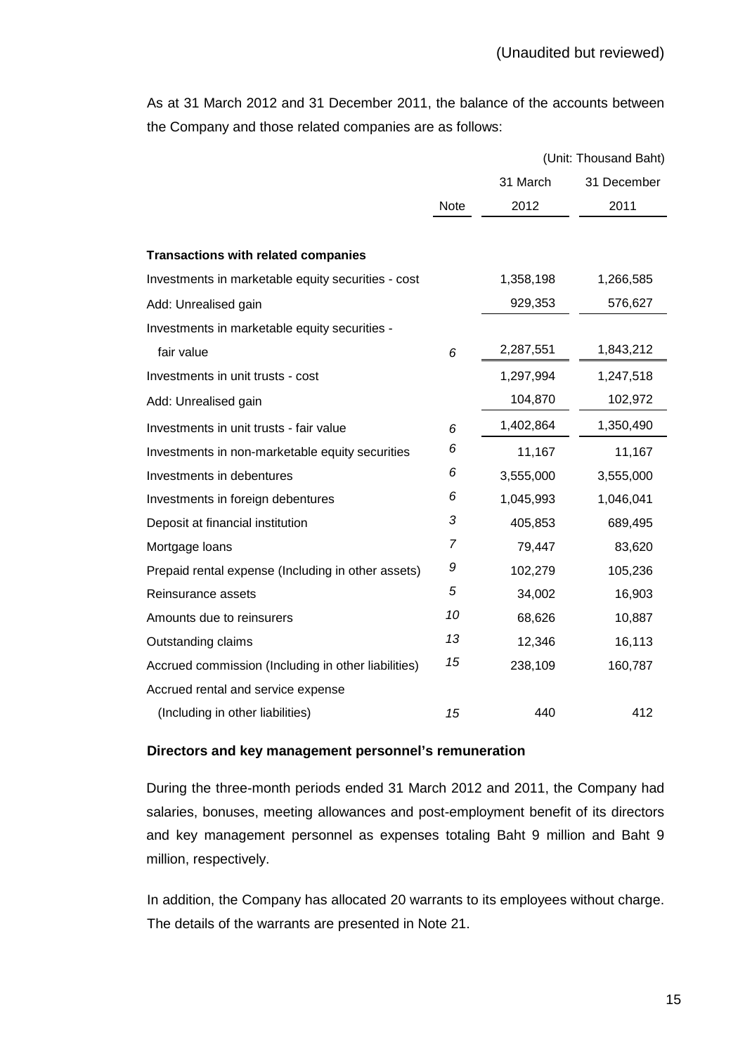(Unaudited but reviewed)

As at 31 March 2012 and 31 December 2011, the balance of the accounts between the Company and those related companies are as follows:

(Unit: Thousand Baht)

| | Note | 31 March 2012 | 31 December 2011 |
|---|---|---|---|
| **Transactions with related companies** | | | |
| Investments in marketable equity securities - cost | | 1,358,198 | 1,266,585 |
| Add: Unrealised gain | | 929,353 | 576,627 |
| Investments in marketable equity securities - fair value | 6 | 2,287,551 | 1,843,212 |
| Investments in unit trusts - cost | | 1,297,994 | 1,247,518 |
| Add: Unrealised gain | | 104,870 | 102,972 |
| Investments in unit trusts - fair value | 6 | 1,402,864 | 1,350,490 |
| Investments in non-marketable equity securities | 6 | 11,167 | 11,167 |
| Investments in debentures | 6 | 3,555,000 | 3,555,000 |
| Investments in foreign debentures | 6 | 1,045,993 | 1,046,041 |
| Deposit at financial institution | 3 | 405,853 | 689,495 |
| Mortgage loans | 7 | 79,447 | 83,620 |
| Prepaid rental expense (Including in other assets) | 9 | 102,279 | 105,236 |
| Reinsurance assets | 5 | 34,002 | 16,903 |
| Amounts due to reinsurers | 10 | 68,626 | 10,887 |
| Outstanding claims | 13 | 12,346 | 16,113 |
| Accrued commission (Including in other liabilities) | 15 | 238,109 | 160,787 |
| Accrued rental and service expense (Including in other liabilities) | 15 | 440 | 412 |

**Directors and key management personnel's remuneration**

During the three-month periods ended 31 March 2012 and 2011, the Company had salaries, bonuses, meeting allowances and post-employment benefit of its directors and key management personnel as expenses totaling Baht 9 million and Baht 9 million, respectively.

In addition, the Company has allocated 20 warrants to its employees without charge. The details of the warrants are presented in Note 21.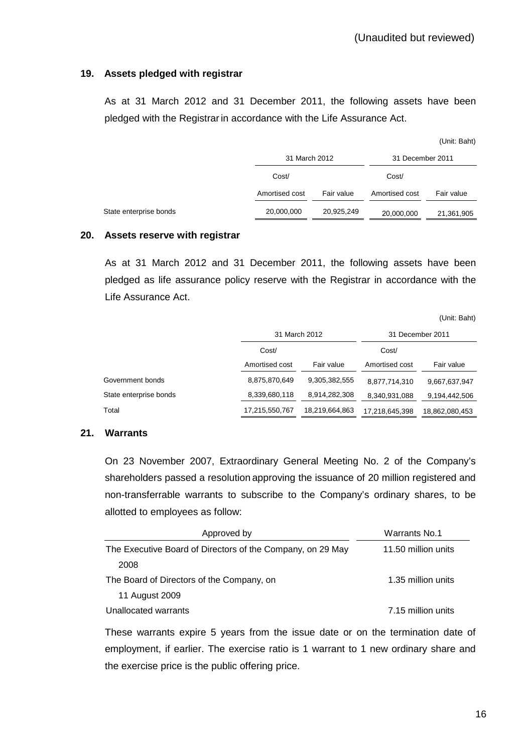(Unaudited but reviewed)

## 19. Assets pledged with registrar

As at 31 March 2012 and 31 December 2011, the following assets have been pledged with the Registrar in accordance with the Life Assurance Act.

(Unit: Baht)

| | 31 March 2012 | | 31 December 2011 | |
|---|---|---|---|---|
| | Cost/ Amortised cost | Fair value | Cost/ Amortised cost | Fair value |
| State enterprise bonds | 20,000,000 | 20,925,249 | 20,000,000 | 21,361,905 |

## 20. Assets reserve with registrar

As at 31 March 2012 and 31 December 2011, the following assets have been pledged as life assurance policy reserve with the Registrar in accordance with the Life Assurance Act.

(Unit: Baht)

| | 31 March 2012 | | 31 December 2011 | |
|---|---|---|---|---|
| | Cost/ Amortised cost | Fair value | Cost/ Amortised cost | Fair value |
| Government bonds | 8,875,870,649 | 9,305,382,555 | 8,877,714,310 | 9,667,637,947 |
| State enterprise bonds | 8,339,680,118 | 8,914,282,308 | 8,340,931,088 | 9,194,442,506 |
| Total | 17,215,550,767 | 18,219,664,863 | 17,218,645,398 | 18,862,080,453 |

## 21. Warrants

On 23 November 2007, Extraordinary General Meeting No. 2 of the Company's shareholders passed a resolution approving the issuance of 20 million registered and non-transferrable warrants to subscribe to the Company's ordinary shares, to be allotted to employees as follow:

| Approved by | Warrants No.1 |
|---|---|
| The Executive Board of Directors of the Company, on 29 May 2008 | 11.50 million units |
| The Board of Directors of the Company, on 11 August 2009 | 1.35 million units |
| Unallocated warrants | 7.15 million units |

These warrants expire 5 years from the issue date or on the termination date of employment, if earlier. The exercise ratio is 1 warrant to 1 new ordinary share and the exercise price is the public offering price.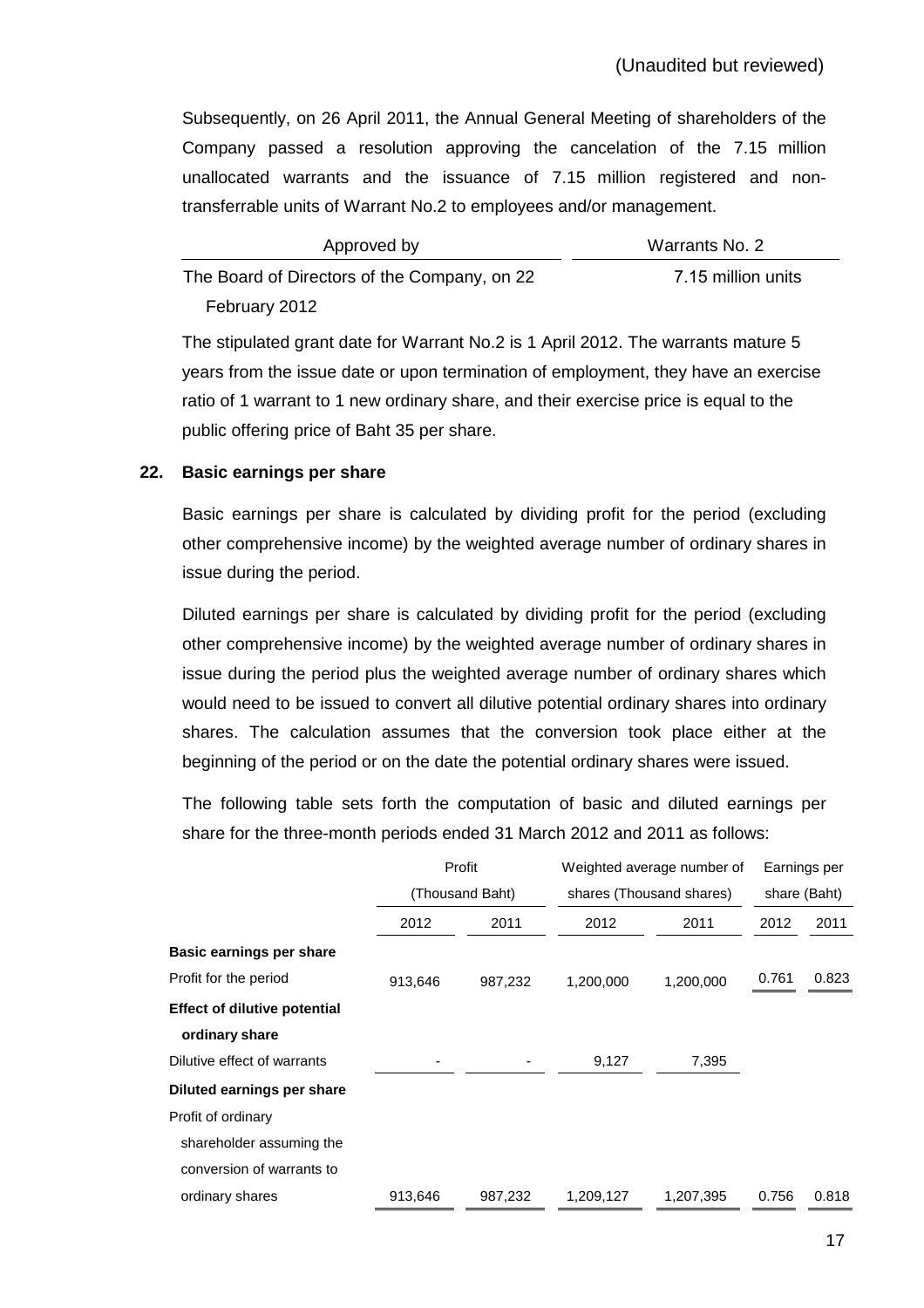(Unaudited but reviewed)

Subsequently, on 26 April 2011, the Annual General Meeting of shareholders of the Company passed a resolution approving the cancelation of the 7.15 million unallocated warrants and the issuance of 7.15 million registered and non-transferrable units of Warrant No.2 to employees and/or management.

| Approved by | Warrants No. 2 |
|---|---|
| The Board of Directors of the Company, on 22 February 2012 | 7.15 million units |

The stipulated grant date for Warrant No.2 is 1 April 2012. The warrants mature 5 years from the issue date or upon termination of employment, they have an exercise ratio of 1 warrant to 1 new ordinary share, and their exercise price is equal to the public offering price of Baht 35 per share.

## 22. Basic earnings per share

Basic earnings per share is calculated by dividing profit for the period (excluding other comprehensive income) by the weighted average number of ordinary shares in issue during the period.

Diluted earnings per share is calculated by dividing profit for the period (excluding other comprehensive income) by the weighted average number of ordinary shares in issue during the period plus the weighted average number of ordinary shares which would need to be issued to convert all dilutive potential ordinary shares into ordinary shares. The calculation assumes that the conversion took place either at the beginning of the period or on the date the potential ordinary shares were issued.

The following table sets forth the computation of basic and diluted earnings per share for the three-month periods ended 31 March 2012 and 2011 as follows:

| | Profit (Thousand Baht) | | Weighted average number of shares (Thousand shares) | | Earnings per share (Baht) | |
|---|---|---|---|---|---|---|
| | 2012 | 2011 | 2012 | 2011 | 2012 | 2011 |
| **Basic earnings per share** | | | | | | |
| Profit for the period | 913,646 | 987,232 | 1,200,000 | 1,200,000 | 0.761 | 0.823 |
| **Effect of dilutive potential ordinary share** | | | | | | |
| Dilutive effect of warrants | - | - | 9,127 | 7,395 | | |
| **Diluted earnings per share** | | | | | | |
| Profit of ordinary shareholder assuming the conversion of warrants to ordinary shares | 913,646 | 987,232 | 1,209,127 | 1,207,395 | 0.756 | 0.818 |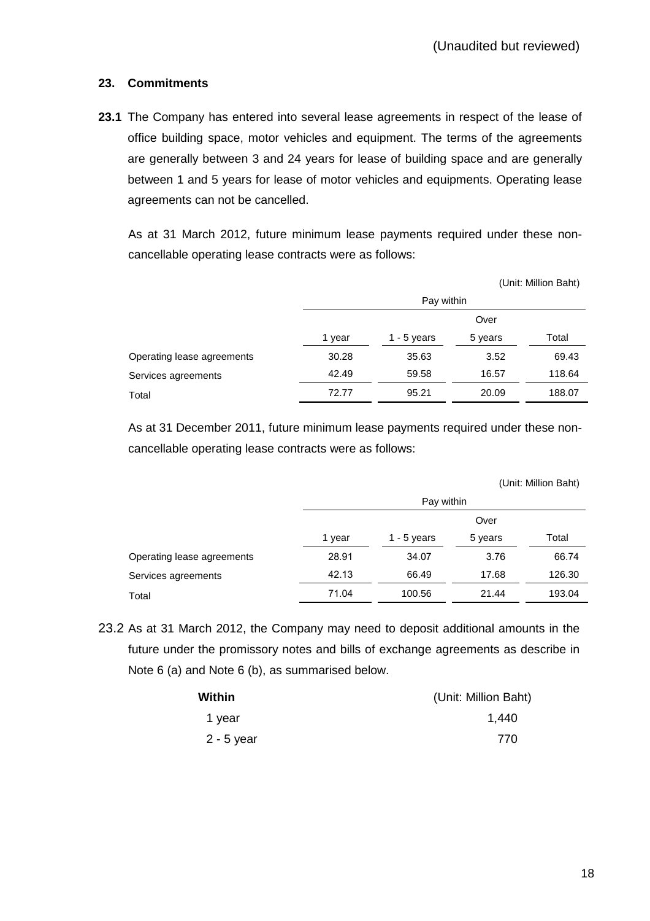(Unaudited but reviewed)

## 23. Commitments

**23.1** The Company has entered into several lease agreements in respect of the lease of office building space, motor vehicles and equipment. The terms of the agreements are generally between 3 and 24 years for lease of building space and are generally between 1 and 5 years for lease of motor vehicles and equipments. Operating lease agreements can not be cancelled.

As at 31 March 2012, future minimum lease payments required under these non-cancellable operating lease contracts were as follows:

(Unit: Million Baht)

| | Pay within | | | |
|---|---|---|---|---|
| | 1 year | 1 - 5 years | Over 5 years | Total |
| Operating lease agreements | 30.28 | 35.63 | 3.52 | 69.43 |
| Services agreements | 42.49 | 59.58 | 16.57 | 118.64 |
| Total | 72.77 | 95.21 | 20.09 | 188.07 |

As at 31 December 2011, future minimum lease payments required under these non-cancellable operating lease contracts were as follows:

(Unit: Million Baht)

| | Pay within | | | |
|---|---|---|---|---|
| | 1 year | 1 - 5 years | Over 5 years | Total |
| Operating lease agreements | 28.91 | 34.07 | 3.76 | 66.74 |
| Services agreements | 42.13 | 66.49 | 17.68 | 126.30 |
| Total | 71.04 | 100.56 | 21.44 | 193.04 |

23.2 As at 31 March 2012, the Company may need to deposit additional amounts in the future under the promissory notes and bills of exchange agreements as describe in Note 6 (a) and Note 6 (b), as summarised below.

| **Within** | (Unit: Million Baht) |
|---|---|
| 1 year | 1,440 |
| 2 - 5 year | 770 |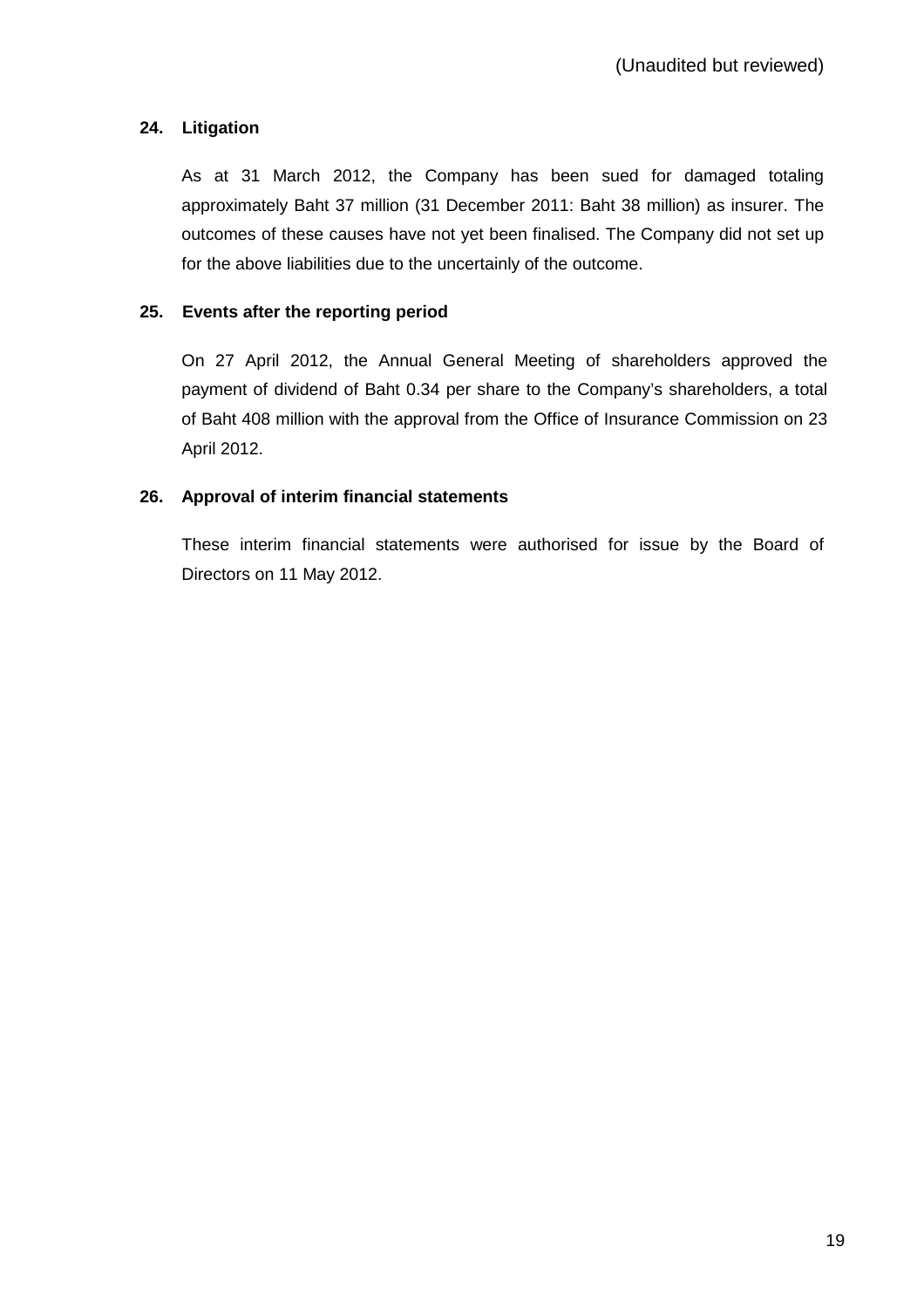## 24. Litigation

As at 31 March 2012, the Company has been sued for damaged totaling approximately Baht 37 million (31 December 2011: Baht 38 million) as insurer. The outcomes of these causes have not yet been finalised. The Company did not set up for the above liabilities due to the uncertainly of the outcome.

## 25. Events after the reporting period

On 27 April 2012, the Annual General Meeting of shareholders approved the payment of dividend of Baht 0.34 per share to the Company's shareholders, a total of Baht 408 million with the approval from the Office of Insurance Commission on 23 April 2012.

## 26. Approval of interim financial statements

These interim financial statements were authorised for issue by the Board of Directors on 11 May 2012.